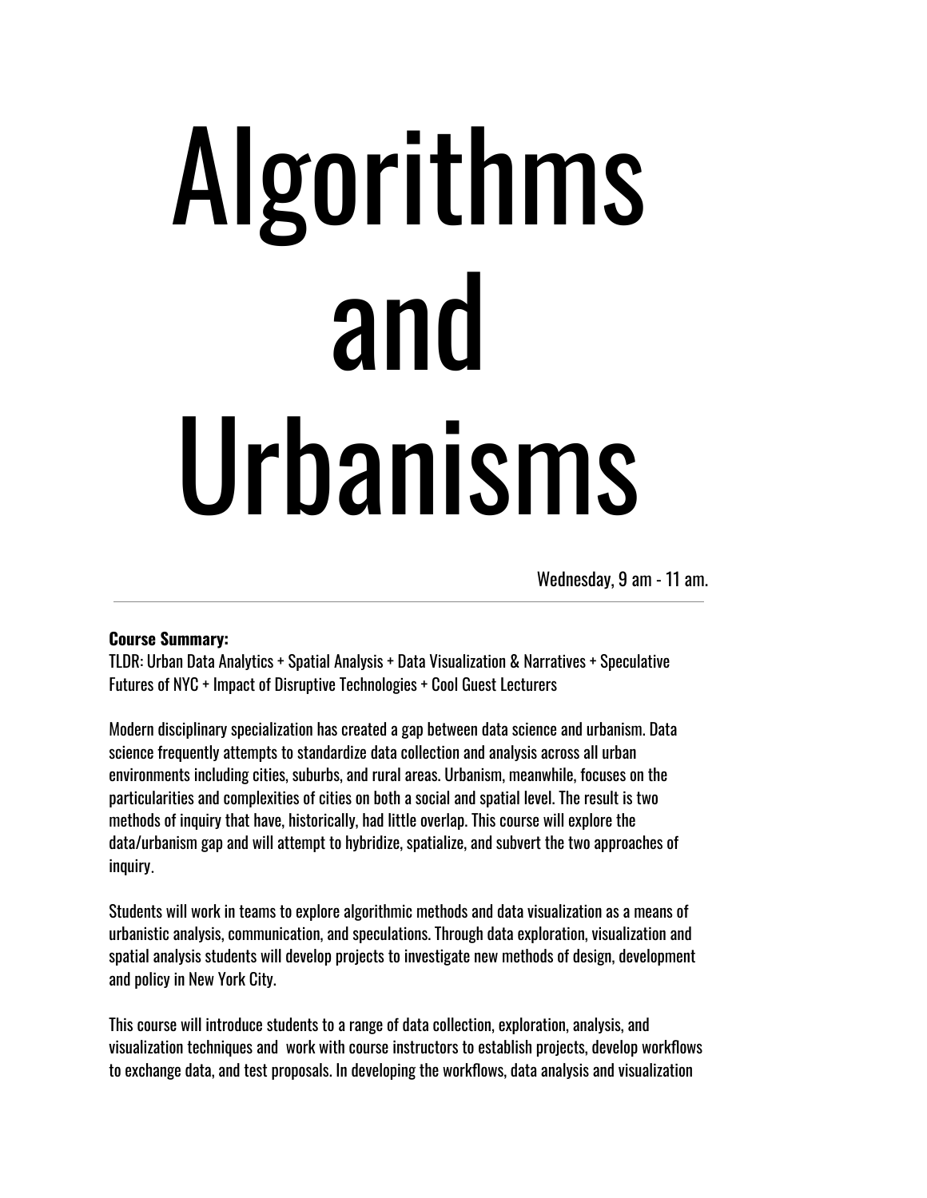# Algorithms and Urbanisms

Wednesday, 9 am - 11 am.

---

**Course Summary:**

TLDR: Urban Data Analytics + Spatial Analysis + Data Visualization & Narratives + Speculative Futures of NYC + Impact of Disruptive Technologies + Cool Guest Lecturers

Modern disciplinary specialization has created a gap between data science and urbanism. Data science frequently attempts to standardize data collection and analysis across all urban environments including cities, suburbs, and rural areas. Urbanism, meanwhile, focuses on the particularities and complexities of cities on both a social and spatial level. The result is two methods of inquiry that have, historically, had little overlap. This course will explore the data/urbanism gap and will attempt to hybridize, spatialize, and subvert the two approaches of inquiry.

Students will work in teams to explore algorithmic methods and data visualization as a means of urbanistic analysis, communication, and speculations. Through data exploration, visualization and spatial analysis students will develop projects to investigate new methods of design, development and policy in New York City.

This course will introduce students to a range of data collection, exploration, analysis, and visualization techniques and work with course instructors to establish projects, develop workflows to exchange data, and test proposals. In developing the workflows, data analysis and visualization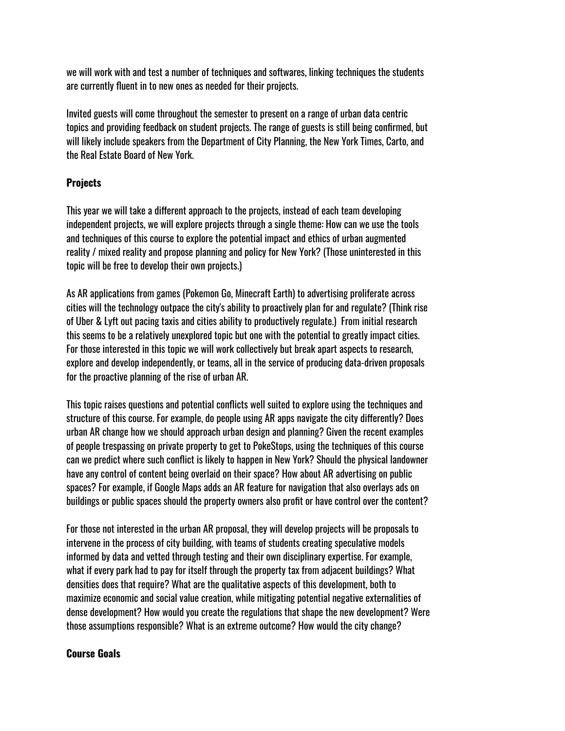we will work with and test a number of techniques and softwares, linking techniques the students are currently fluent in to new ones as needed for their projects.

Invited guests will come throughout the semester to present on a range of urban data centric topics and providing feedback on student projects. The range of guests is still being confirmed, but will likely include speakers from the Department of City Planning, the New York Times, Carto, and the Real Estate Board of New York.

**Projects**

This year we will take a different approach to the projects, instead of each team developing independent projects, we will explore projects through a single theme: How can we use the tools and techniques of this course to explore the potential impact and ethics of urban augmented reality / mixed reality and propose planning and policy for New York? (Those uninterested in this topic will be free to develop their own projects.)

As AR applications from games (Pokemon Go, Minecraft Earth) to advertising proliferate across cities will the technology outpace the city's ability to proactively plan for and regulate? (Think rise of Uber & Lyft out pacing taxis and cities ability to productively regulate.) From initial research this seems to be a relatively unexplored topic but one with the potential to greatly impact cities. For those interested in this topic we will work collectively but break apart aspects to research, explore and develop independently, or teams, all in the service of producing data-driven proposals for the proactive planning of the rise of urban AR.

This topic raises questions and potential conflicts well suited to explore using the techniques and structure of this course. For example, do people using AR apps navigate the city differently? Does urban AR change how we should approach urban design and planning? Given the recent examples of people trespassing on private property to get to PokeStops, using the techniques of this course can we predict where such conflict is likely to happen in New York? Should the physical landowner have any control of content being overlaid on their space? How about AR advertising on public spaces? For example, if Google Maps adds an AR feature for navigation that also overlays ads on buildings or public spaces should the property owners also profit or have control over the content?

For those not interested in the urban AR proposal, they will develop projects will be proposals to intervene in the process of city building, with teams of students creating speculative models informed by data and vetted through testing and their own disciplinary expertise. For example, what if every park had to pay for itself through the property tax from adjacent buildings? What densities does that require? What are the qualitative aspects of this development, both to maximize economic and social value creation, while mitigating potential negative externalities of dense development? How would you create the regulations that shape the new development? Were those assumptions responsible? What is an extreme outcome? How would the city change?

**Course Goals**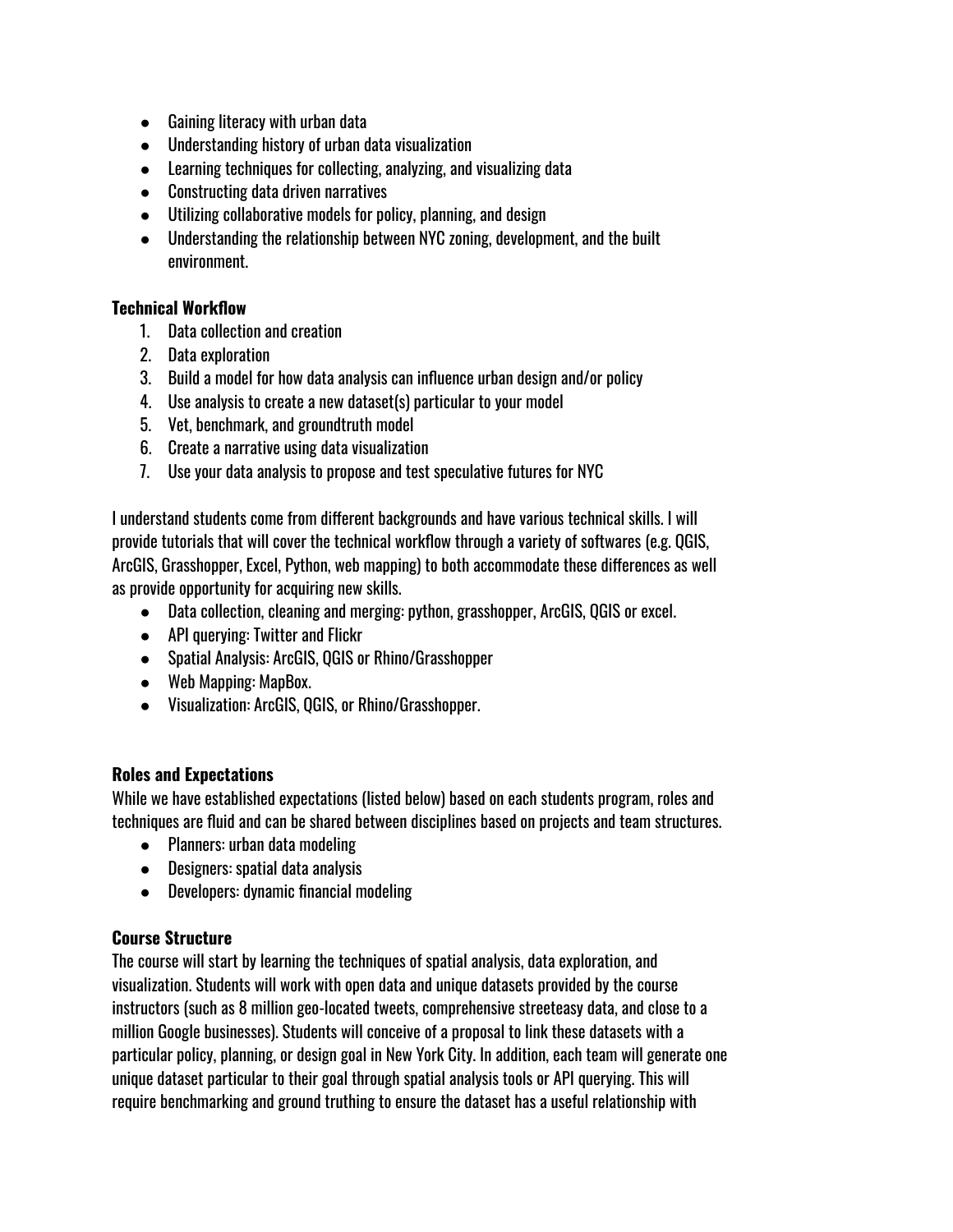- Gaining literacy with urban data
- Understanding history of urban data visualization
- Learning techniques for collecting, analyzing, and visualizing data
- Constructing data driven narratives
- Utilizing collaborative models for policy, planning, and design
- Understanding the relationship between NYC zoning, development, and the built environment.

**Technical Workflow**

1. Data collection and creation
2. Data exploration
3. Build a model for how data analysis can influence urban design and/or policy
4. Use analysis to create a new dataset(s) particular to your model
5. Vet, benchmark, and groundtruth model
6. Create a narrative using data visualization
7. Use your data analysis to propose and test speculative futures for NYC

I understand students come from different backgrounds and have various technical skills. I will provide tutorials that will cover the technical workflow through a variety of softwares (e.g. QGIS, ArcGIS, Grasshopper, Excel, Python, web mapping) to both accommodate these differences as well as provide opportunity for acquiring new skills.

- Data collection, cleaning and merging: python, grasshopper, ArcGIS, QGIS or excel.
- API querying: Twitter and Flickr
- Spatial Analysis: ArcGIS, QGIS or Rhino/Grasshopper
- Web Mapping: MapBox.
- Visualization: ArcGIS, QGIS, or Rhino/Grasshopper.

**Roles and Expectations**

While we have established expectations (listed below) based on each students program, roles and techniques are fluid and can be shared between disciplines based on projects and team structures.

- Planners: urban data modeling
- Designers: spatial data analysis
- Developers: dynamic financial modeling

**Course Structure**

The course will start by learning the techniques of spatial analysis, data exploration, and visualization. Students will work with open data and unique datasets provided by the course instructors (such as 8 million geo-located tweets, comprehensive streeteasy data, and close to a million Google businesses). Students will conceive of a proposal to link these datasets with a particular policy, planning, or design goal in New York City. In addition, each team will generate one unique dataset particular to their goal through spatial analysis tools or API querying. This will require benchmarking and ground truthing to ensure the dataset has a useful relationship with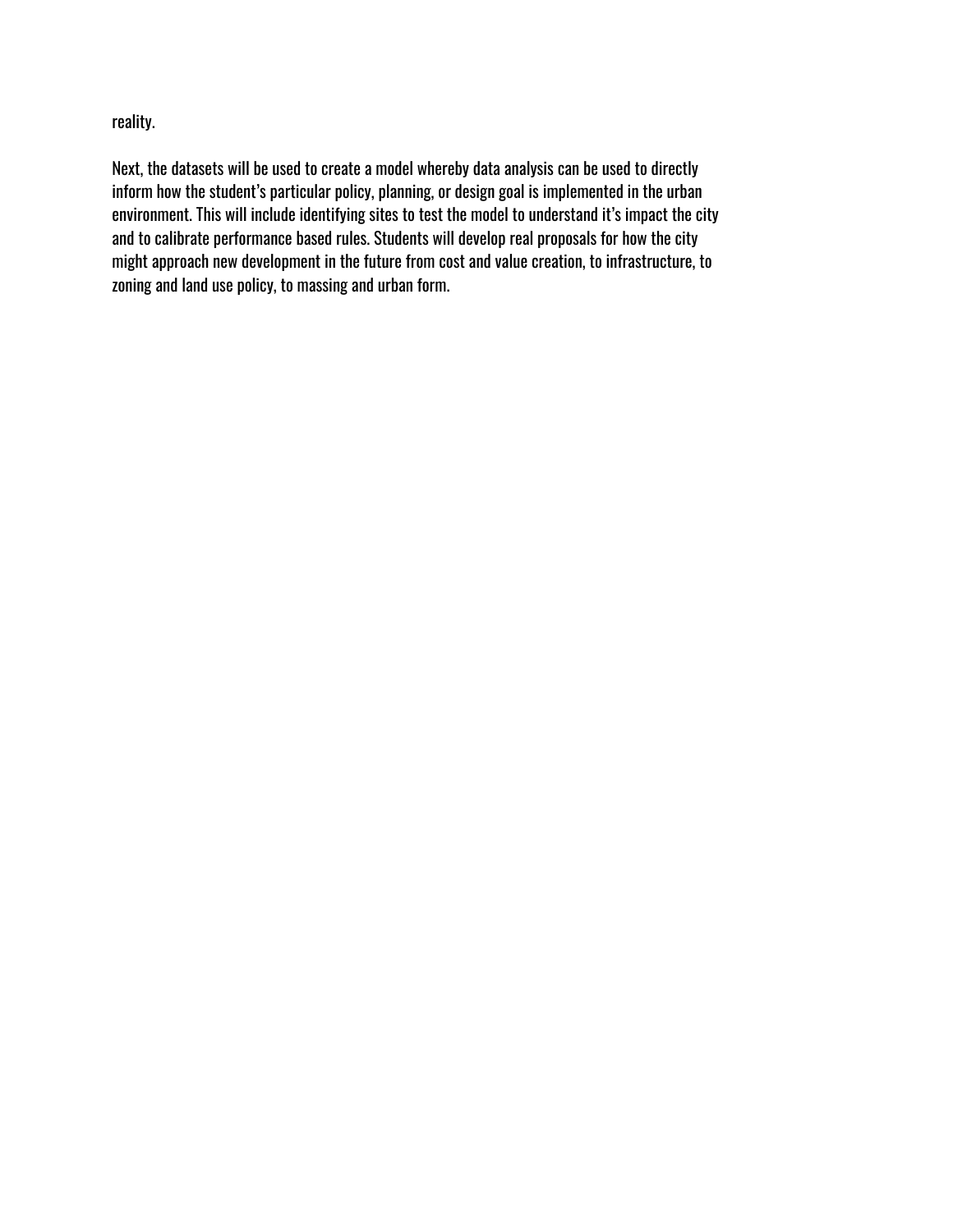reality.

Next, the datasets will be used to create a model whereby data analysis can be used to directly inform how the student's particular policy, planning, or design goal is implemented in the urban environment. This will include identifying sites to test the model to understand it's impact the city and to calibrate performance based rules. Students will develop real proposals for how the city might approach new development in the future from cost and value creation, to infrastructure, to zoning and land use policy, to massing and urban form.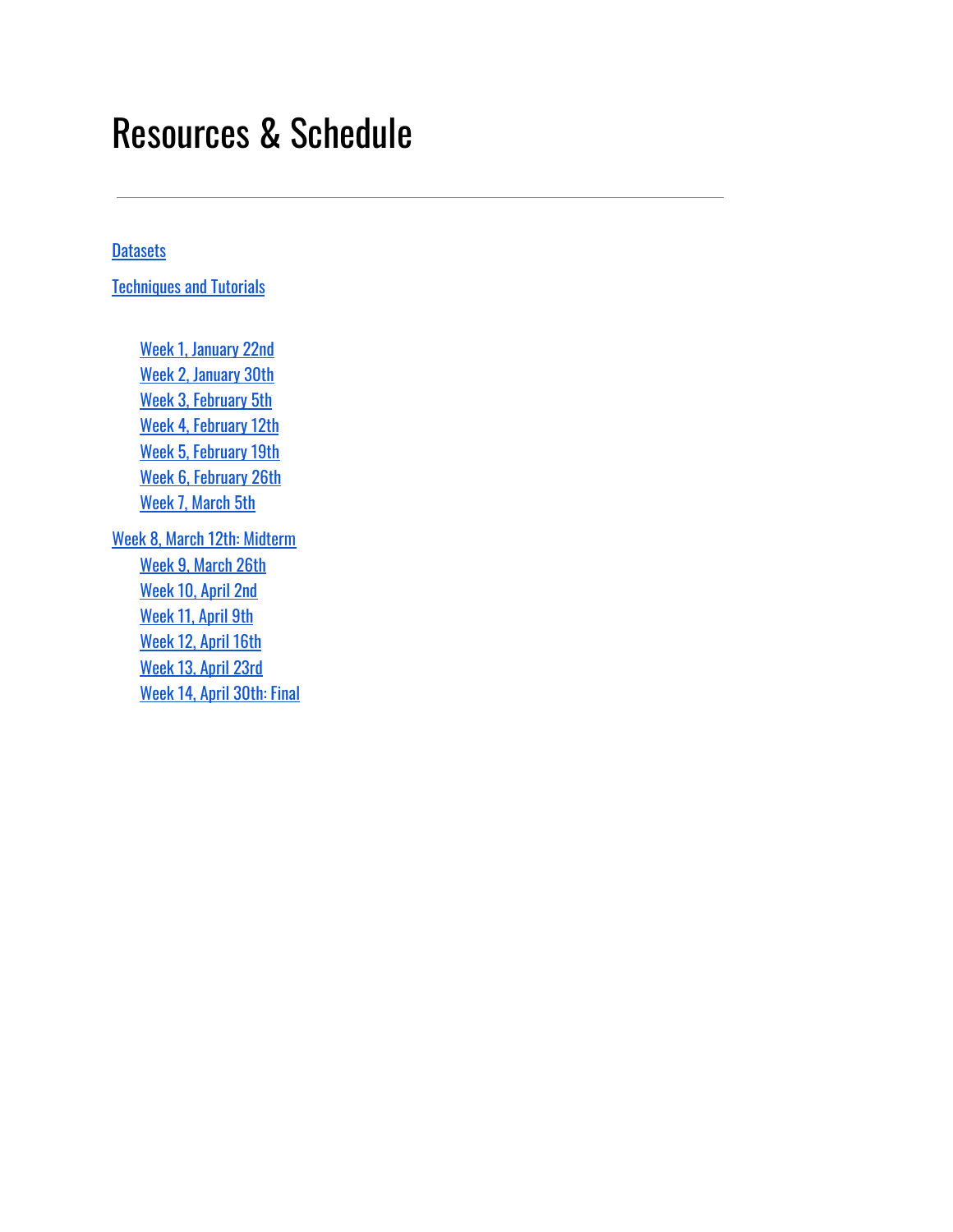# Resources & Schedule

---

Datasets

Techniques and Tutorials

- Week 1, January 22nd
- Week 2, January 30th
- Week 3, February 5th
- Week 4, February 12th
- Week 5, February 19th
- Week 6, February 26th
- Week 7, March 5th

Week 8, March 12th: Midterm

- Week 9, March 26th
- Week 10, April 2nd
- Week 11, April 9th
- Week 12, April 16th
- Week 13, April 23rd
- Week 14, April 30th: Final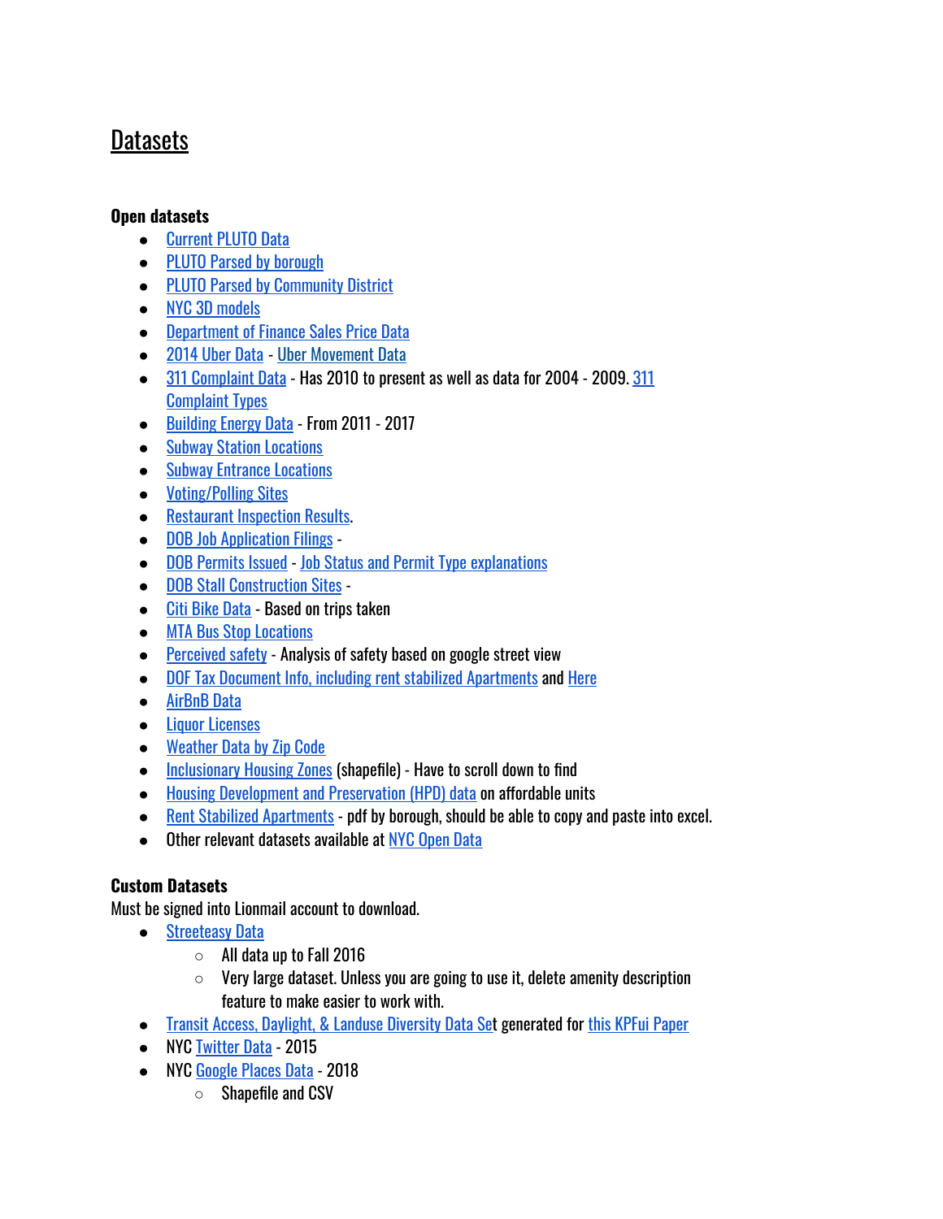# Datasets

**Open datasets**

- Current PLUTO Data
- PLUTO Parsed by borough
- PLUTO Parsed by Community District
- NYC 3D models
- Department of Finance Sales Price Data
- 2014 Uber Data - Uber Movement Data
- 311 Complaint Data - Has 2010 to present as well as data for 2004 - 2009. 311 Complaint Types
- Building Energy Data - From 2011 - 2017
- Subway Station Locations
- Subway Entrance Locations
- Voting/Polling Sites
- Restaurant Inspection Results.
- DOB Job Application Filings -
- DOB Permits Issued - Job Status and Permit Type explanations
- DOB Stall Construction Sites -
- Citi Bike Data - Based on trips taken
- MTA Bus Stop Locations
- Perceived safety - Analysis of safety based on google street view
- DOF Tax Document Info, including rent stabilized Apartments and Here
- AirBnB Data
- Liquor Licenses
- Weather Data by Zip Code
- Inclusionary Housing Zones (shapefile) - Have to scroll down to find
- Housing Development and Preservation (HPD) data on affordable units
- Rent Stabilized Apartments - pdf by borough, should be able to copy and paste into excel.
- Other relevant datasets available at NYC Open Data

**Custom Datasets**

Must be signed into Lionmail account to download.

- Streeteasy Data
  - All data up to Fall 2016
  - Very large dataset. Unless you are going to use it, delete amenity description feature to make easier to work with.
- Transit Access, Daylight, & Landuse Diversity Data Set generated for this KPFui Paper
- NYC Twitter Data - 2015
- NYC Google Places Data - 2018
  - Shapefile and CSV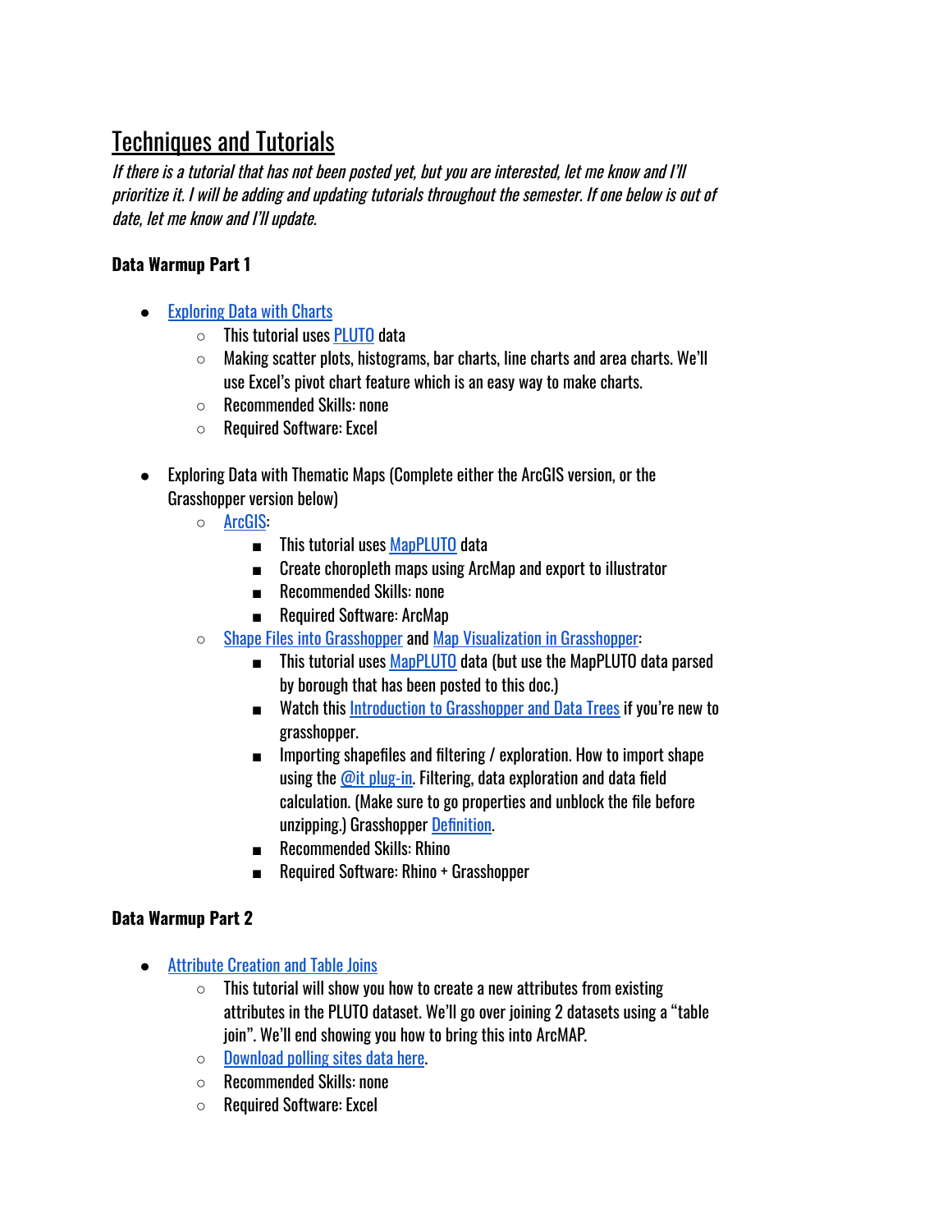# Techniques and Tutorials

*If there is a tutorial that has not been posted yet, but you are interested, let me know and I'll prioritize it. I will be adding and updating tutorials throughout the semester. If one below is out of date, let me know and I'll update.*

**Data Warmup Part 1**

- Exploring Data with Charts
    - This tutorial uses PLUTO data
    - Making scatter plots, histograms, bar charts, line charts and area charts. We'll use Excel's pivot chart feature which is an easy way to make charts.
    - Recommended Skills: none
    - Required Software: Excel

- Exploring Data with Thematic Maps (Complete either the ArcGIS version, or the Grasshopper version below)
    - ArcGIS:
        - This tutorial uses MapPLUTO data
        - Create choropleth maps using ArcMap and export to illustrator
        - Recommended Skills: none
        - Required Software: ArcMap
    - Shape Files into Grasshopper and Map Visualization in Grasshopper:
        - This tutorial uses MapPLUTO data (but use the MapPLUTO data parsed by borough that has been posted to this doc.)
        - Watch this Introduction to Grasshopper and Data Trees if you're new to grasshopper.
        - Importing shapefiles and filtering / exploration. How to import shape using the @it plug-in. Filtering, data exploration and data field calculation. (Make sure to go properties and unblock the file before unzipping.) Grasshopper Definition.
        - Recommended Skills: Rhino
        - Required Software: Rhino + Grasshopper

**Data Warmup Part 2**

- Attribute Creation and Table Joins
    - This tutorial will show you how to create a new attributes from existing attributes in the PLUTO dataset. We'll go over joining 2 datasets using a "table join". We'll end showing you how to bring this into ArcMAP.
    - Download polling sites data here.
    - Recommended Skills: none
    - Required Software: Excel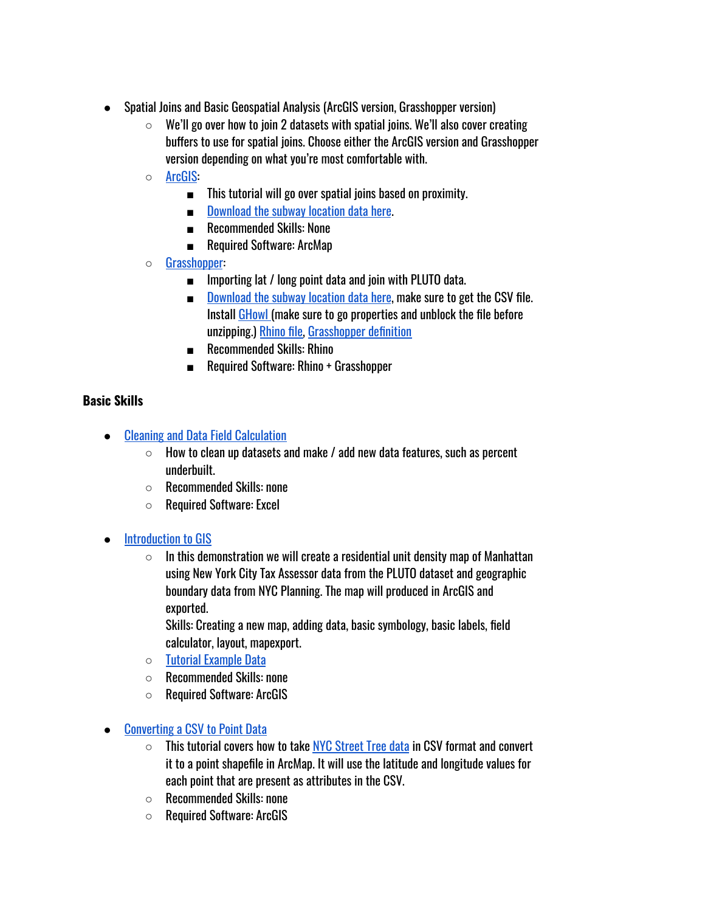- Spatial Joins and Basic Geospatial Analysis (ArcGIS version, Grasshopper version)
    - We'll go over how to join 2 datasets with spatial joins. We'll also cover creating buffers to use for spatial joins. Choose either the ArcGIS version and Grasshopper version depending on what you're most comfortable with.
    - ArcGIS:
        - This tutorial will go over spatial joins based on proximity.
        - Download the subway location data here.
        - Recommended Skills: None
        - Required Software: ArcMap
    - Grasshopper:
        - Importing lat / long point data and join with PLUTO data.
        - Download the subway location data here, make sure to get the CSV file. Install GHowl (make sure to go properties and unblock the file before unzipping.) Rhino file, Grasshopper definition
        - Recommended Skills: Rhino
        - Required Software: Rhino + Grasshopper

**Basic Skills**

- Cleaning and Data Field Calculation
    - How to clean up datasets and make / add new data features, such as percent underbuilt.
    - Recommended Skills: none
    - Required Software: Excel

- Introduction to GIS
    - In this demonstration we will create a residential unit density map of Manhattan using New York City Tax Assessor data from the PLUTO dataset and geographic boundary data from NYC Planning. The map will produced in ArcGIS and exported.
      Skills: Creating a new map, adding data, basic symbology, basic labels, field calculator, layout, mapexport.
    - Tutorial Example Data
    - Recommended Skills: none
    - Required Software: ArcGIS

- Converting a CSV to Point Data
    - This tutorial covers how to take NYC Street Tree data in CSV format and convert it to a point shapefile in ArcMap. It will use the latitude and longitude values for each point that are present as attributes in the CSV.
    - Recommended Skills: none
    - Required Software: ArcGIS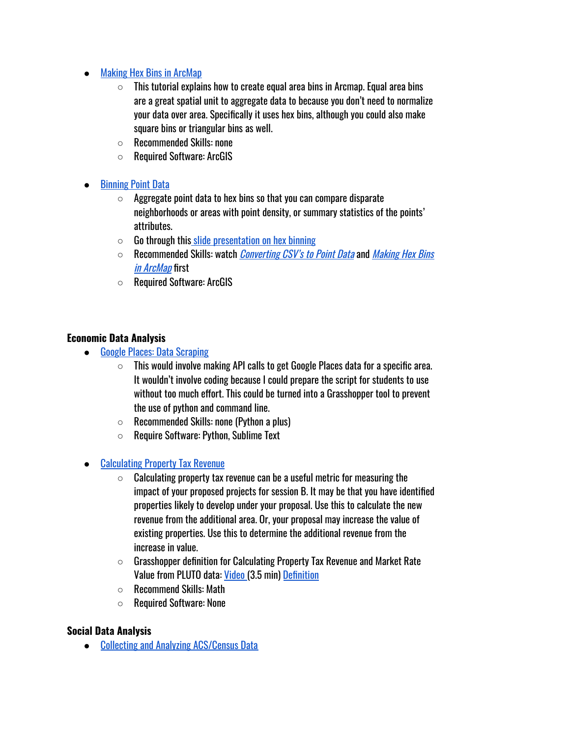- Making Hex Bins in ArcMap
    - This tutorial explains how to create equal area bins in Arcmap. Equal area bins are a great spatial unit to aggregate data to because you don't need to normalize your data over area. Specifically it uses hex bins, although you could also make square bins or triangular bins as well.
    - Recommended Skills: none
    - Required Software: ArcGIS

- Binning Point Data
    - Aggregate point data to hex bins so that you can compare disparate neighborhoods or areas with point density, or summary statistics of the points' attributes.
    - Go through this slide presentation on hex binning
    - Recommended Skills: watch *Converting CSV's to Point Data* and *Making Hex Bins in ArcMap* first
    - Required Software: ArcGIS

**Economic Data Analysis**

- Google Places: Data Scraping
    - This would involve making API calls to get Google Places data for a specific area. It wouldn't involve coding because I could prepare the script for students to use without too much effort. This could be turned into a Grasshopper tool to prevent the use of python and command line.
    - Recommended Skills: none (Python a plus)
    - Require Software: Python, Sublime Text

- Calculating Property Tax Revenue
    - Calculating property tax revenue can be a useful metric for measuring the impact of your proposed projects for session B. It may be that you have identified properties likely to develop under your proposal. Use this to calculate the new revenue from the additional area. Or, your proposal may increase the value of existing properties. Use this to determine the additional revenue from the increase in value.
    - Grasshopper definition for Calculating Property Tax Revenue and Market Rate Value from PLUTO data: Video (3.5 min) Definition
    - Recommend Skills: Math
    - Required Software: None

**Social Data Analysis**

- Collecting and Analyzing ACS/Census Data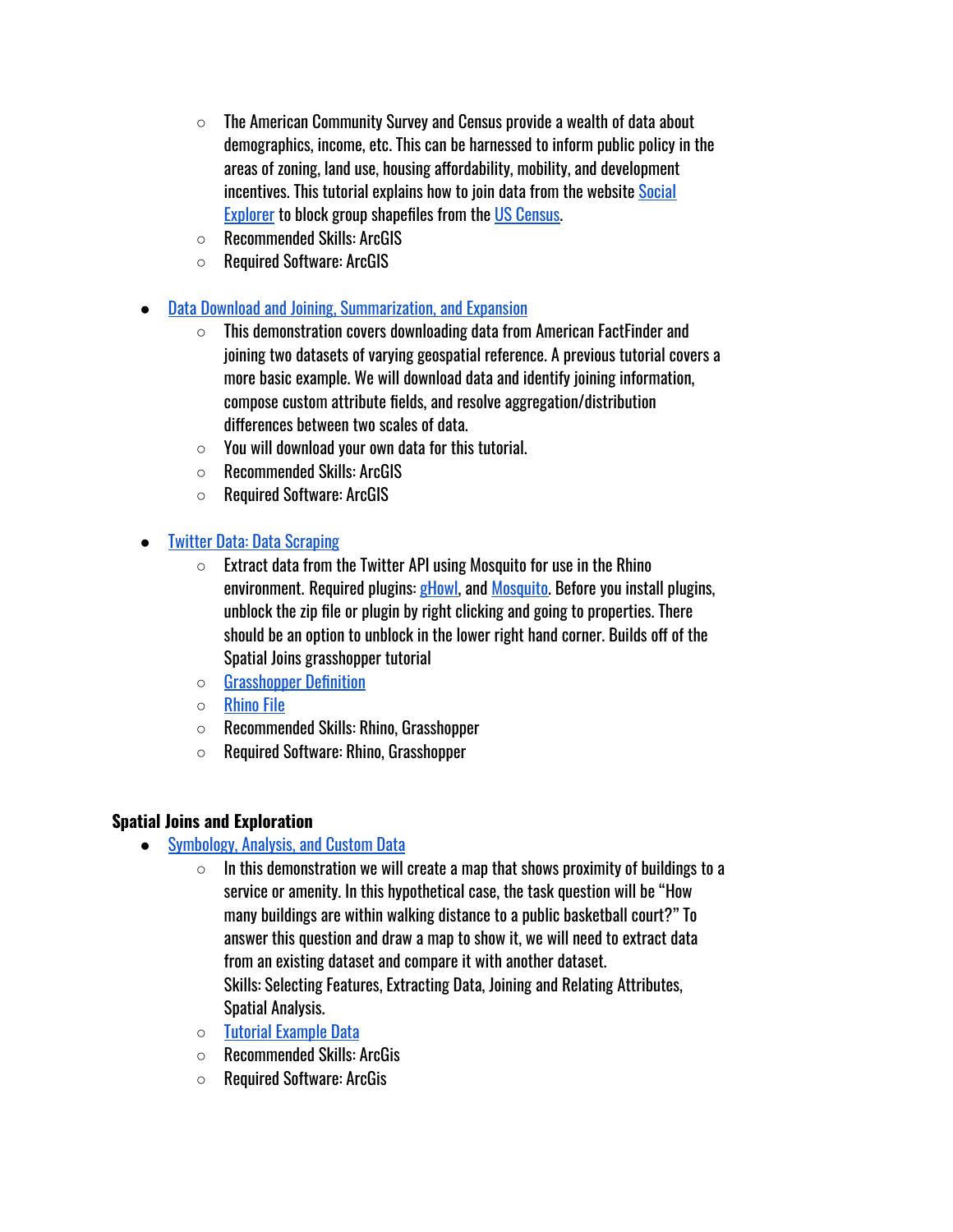- The American Community Survey and Census provide a wealth of data about demographics, income, etc. This can be harnessed to inform public policy in the areas of zoning, land use, housing affordability, mobility, and development incentives. This tutorial explains how to join data from the website Social Explorer to block group shapefiles from the US Census.
  - Recommended Skills: ArcGIS
  - Required Software: ArcGIS

- Data Download and Joining, Summarization, and Expansion
  - This demonstration covers downloading data from American FactFinder and joining two datasets of varying geospatial reference. A previous tutorial covers a more basic example. We will download data and identify joining information, compose custom attribute fields, and resolve aggregation/distribution differences between two scales of data.
  - You will download your own data for this tutorial.
  - Recommended Skills: ArcGIS
  - Required Software: ArcGIS

- Twitter Data: Data Scraping
  - Extract data from the Twitter API using Mosquito for use in the Rhino environment. Required plugins: gHowl, and Mosquito. Before you install plugins, unblock the zip file or plugin by right clicking and going to properties. There should be an option to unblock in the lower right hand corner. Builds off of the Spatial Joins grasshopper tutorial
  - Grasshopper Definition
  - Rhino File
  - Recommended Skills: Rhino, Grasshopper
  - Required Software: Rhino, Grasshopper

**Spatial Joins and Exploration**

- Symbology, Analysis, and Custom Data
  - In this demonstration we will create a map that shows proximity of buildings to a service or amenity. In this hypothetical case, the task question will be "How many buildings are within walking distance to a public basketball court?" To answer this question and draw a map to show it, we will need to extract data from an existing dataset and compare it with another dataset.
    Skills: Selecting Features, Extracting Data, Joining and Relating Attributes, Spatial Analysis.
  - Tutorial Example Data
  - Recommended Skills: ArcGis
  - Required Software: ArcGis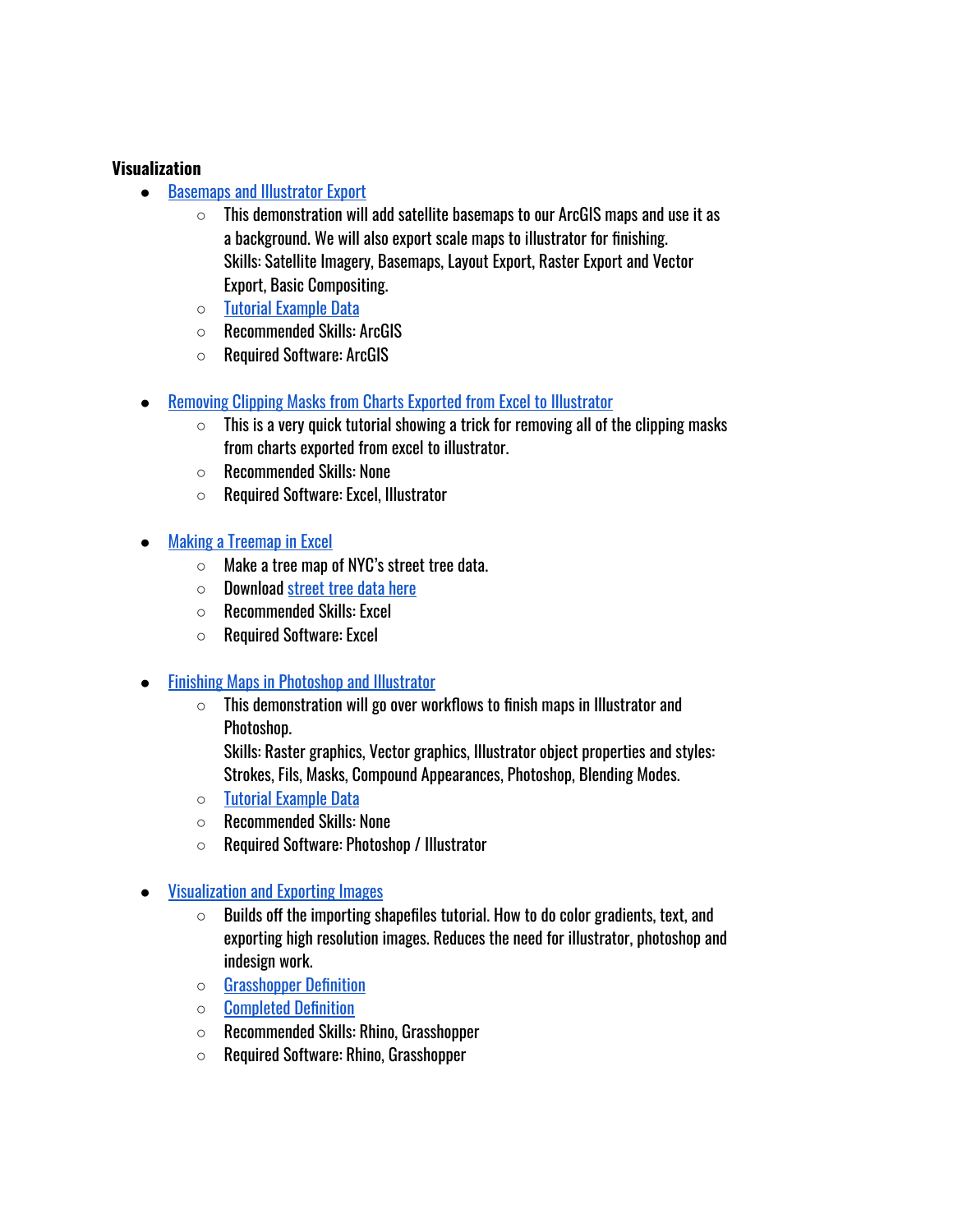**Visualization**

- Basemaps and Illustrator Export
  - This demonstration will add satellite basemaps to our ArcGIS maps and use it as a background. We will also export scale maps to illustrator for finishing.
    Skills: Satellite Imagery, Basemaps, Layout Export, Raster Export and Vector Export, Basic Compositing.
  - Tutorial Example Data
  - Recommended Skills: ArcGIS
  - Required Software: ArcGIS

- Removing Clipping Masks from Charts Exported from Excel to Illustrator
  - This is a very quick tutorial showing a trick for removing all of the clipping masks from charts exported from excel to illustrator.
  - Recommended Skills: None
  - Required Software: Excel, Illustrator

- Making a Treemap in Excel
  - Make a tree map of NYC's street tree data.
  - Download street tree data here
  - Recommended Skills: Excel
  - Required Software: Excel

- Finishing Maps in Photoshop and Illustrator
  - This demonstration will go over workflows to finish maps in Illustrator and Photoshop.
    Skills: Raster graphics, Vector graphics, Illustrator object properties and styles: Strokes, Fils, Masks, Compound Appearances, Photoshop, Blending Modes.
  - Tutorial Example Data
  - Recommended Skills: None
  - Required Software: Photoshop / Illustrator

- Visualization and Exporting Images
  - Builds off the importing shapefiles tutorial. How to do color gradients, text, and exporting high resolution images. Reduces the need for illustrator, photoshop and indesign work.
  - Grasshopper Definition
  - Completed Definition
  - Recommended Skills: Rhino, Grasshopper
  - Required Software: Rhino, Grasshopper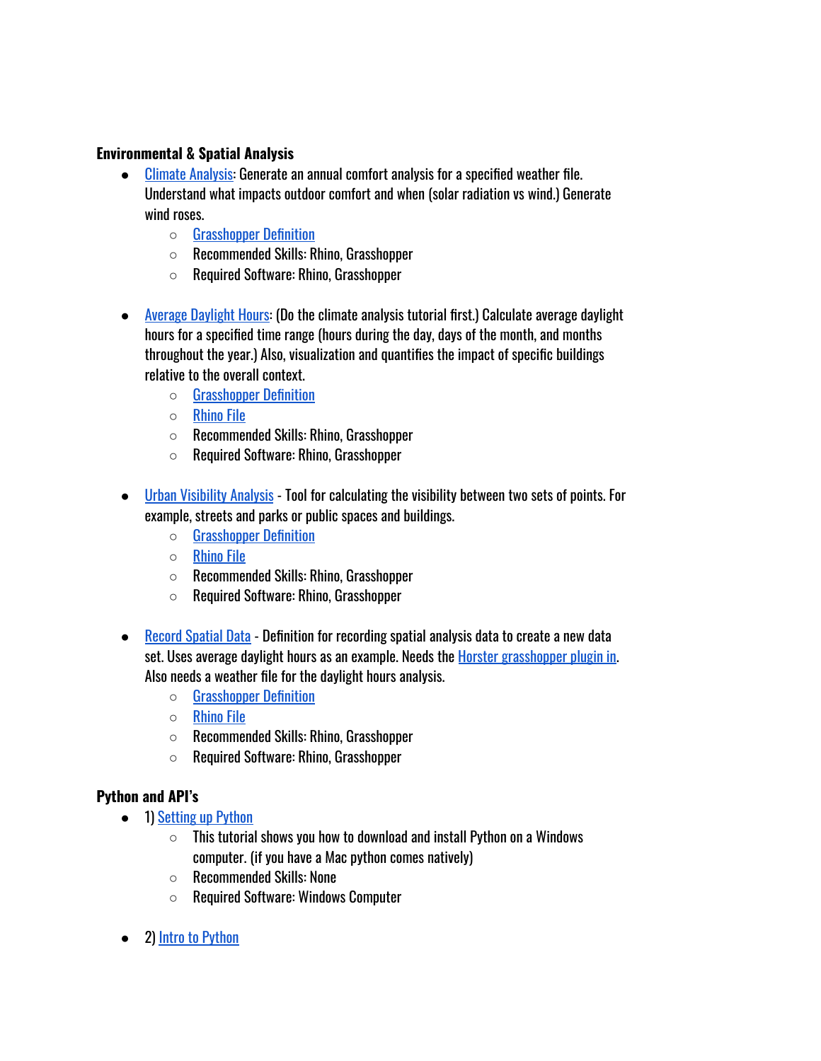**Environmental & Spatial Analysis**

- Climate Analysis: Generate an annual comfort analysis for a specified weather file. Understand what impacts outdoor comfort and when (solar radiation vs wind.) Generate wind roses.
    - Grasshopper Definition
    - Recommended Skills: Rhino, Grasshopper
    - Required Software: Rhino, Grasshopper

- Average Daylight Hours: (Do the climate analysis tutorial first.) Calculate average daylight hours for a specified time range (hours during the day, days of the month, and months throughout the year.) Also, visualization and quantifies the impact of specific buildings relative to the overall context.
    - Grasshopper Definition
    - Rhino File
    - Recommended Skills: Rhino, Grasshopper
    - Required Software: Rhino, Grasshopper

- Urban Visibility Analysis - Tool for calculating the visibility between two sets of points. For example, streets and parks or public spaces and buildings.
    - Grasshopper Definition
    - Rhino File
    - Recommended Skills: Rhino, Grasshopper
    - Required Software: Rhino, Grasshopper

- Record Spatial Data - Definition for recording spatial analysis data to create a new data set. Uses average daylight hours as an example. Needs the Horster grasshopper plugin in. Also needs a weather file for the daylight hours analysis.
    - Grasshopper Definition
    - Rhino File
    - Recommended Skills: Rhino, Grasshopper
    - Required Software: Rhino, Grasshopper

**Python and API's**

- 1) Setting up Python
    - This tutorial shows you how to download and install Python on a Windows computer. (if you have a Mac python comes natively)
    - Recommended Skills: None
    - Required Software: Windows Computer

- 2) Intro to Python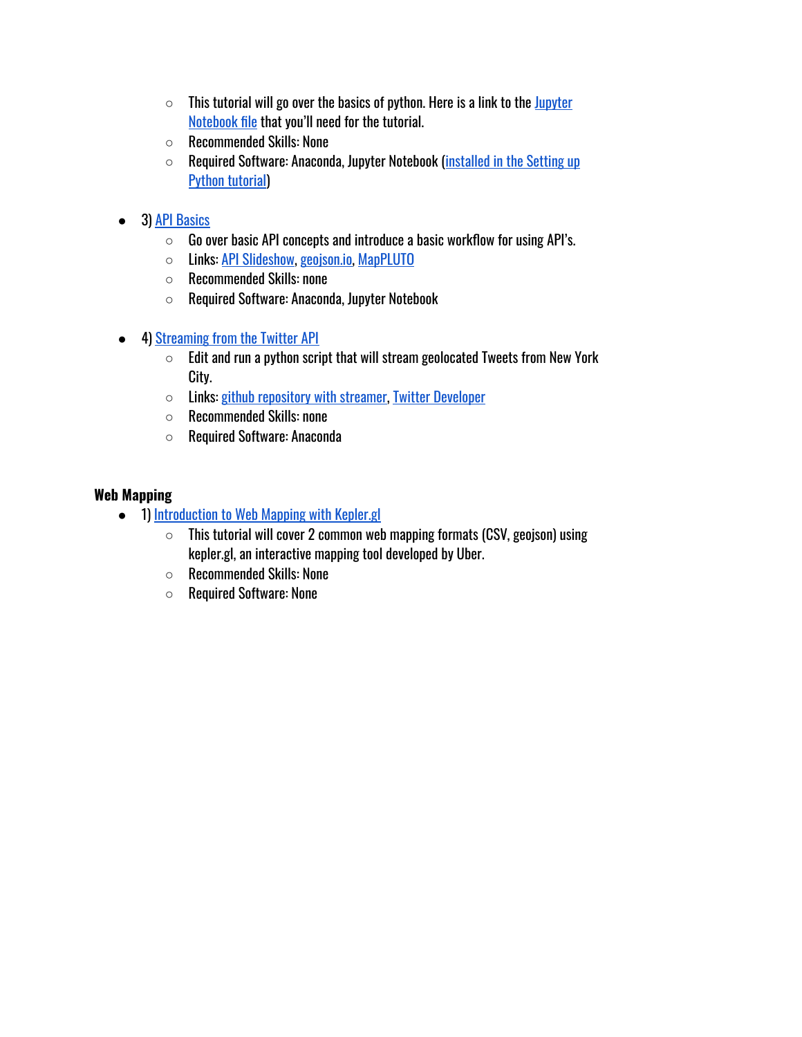- This tutorial will go over the basics of python. Here is a link to the Jupyter Notebook file that you'll need for the tutorial.
    - Recommended Skills: None
    - Required Software: Anaconda, Jupyter Notebook (installed in the Setting up Python tutorial)

- 3) API Basics
    - Go over basic API concepts and introduce a basic workflow for using API's.
    - Links: API Slideshow, geojson.io, MapPLUTO
    - Recommended Skills: none
    - Required Software: Anaconda, Jupyter Notebook

- 4) Streaming from the Twitter API
    - Edit and run a python script that will stream geolocated Tweets from New York City.
    - Links: github repository with streamer, Twitter Developer
    - Recommended Skills: none
    - Required Software: Anaconda

**Web Mapping**

- 1) Introduction to Web Mapping with Kepler.gl
    - This tutorial will cover 2 common web mapping formats (CSV, geojson) using kepler.gl, an interactive mapping tool developed by Uber.
    - Recommended Skills: None
    - Required Software: None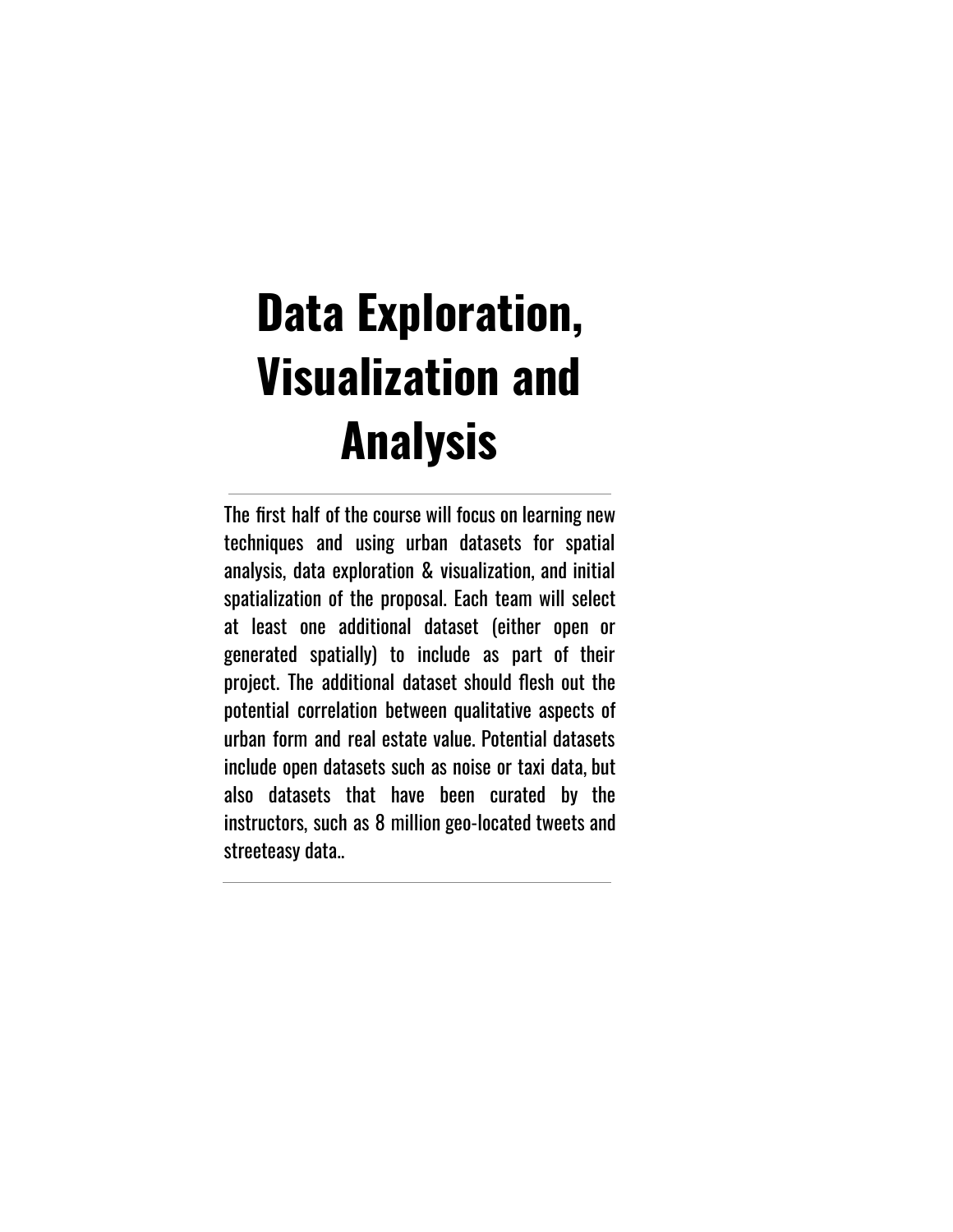# Data Exploration, Visualization and Analysis

---

The first half of the course will focus on learning new techniques and using urban datasets for spatial analysis, data exploration & visualization, and initial spatialization of the proposal. Each team will select at least one additional dataset (either open or generated spatially) to include as part of their project. The additional dataset should flesh out the potential correlation between qualitative aspects of urban form and real estate value. Potential datasets include open datasets such as noise or taxi data, but also datasets that have been curated by the instructors, such as 8 million geo-located tweets and streeteasy data..

---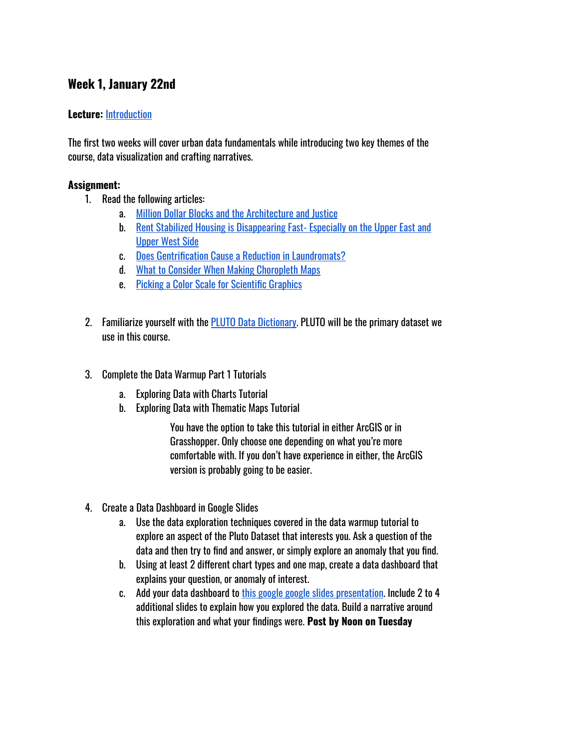## Week 1, January 22nd

**Lecture:** Introduction

The first two weeks will cover urban data fundamentals while introducing two key themes of the course, data visualization and crafting narratives.

**Assignment:**

1. Read the following articles:
   a. Million Dollar Blocks and the Architecture and Justice
   b. Rent Stabilized Housing is Disappearing Fast- Especially on the Upper East and Upper West Side
   c. Does Gentrification Cause a Reduction in Laundromats?
   d. What to Consider When Making Choropleth Maps
   e. Picking a Color Scale for Scientific Graphics

2. Familiarize yourself with the PLUTO Data Dictionary. PLUTO will be the primary dataset we use in this course.

3. Complete the Data Warmup Part 1 Tutorials
   a. Exploring Data with Charts Tutorial
   b. Exploring Data with Thematic Maps Tutorial

      You have the option to take this tutorial in either ArcGIS or in Grasshopper. Only choose one depending on what you're more comfortable with. If you don't have experience in either, the ArcGIS version is probably going to be easier.

4. Create a Data Dashboard in Google Slides
   a. Use the data exploration techniques covered in the data warmup tutorial to explore an aspect of the Pluto Dataset that interests you. Ask a question of the data and then try to find and answer, or simply explore an anomaly that you find.
   b. Using at least 2 different chart types and one map, create a data dashboard that explains your question, or anomaly of interest.
   c. Add your data dashboard to this google google slides presentation. Include 2 to 4 additional slides to explain how you explored the data. Build a narrative around this exploration and what your findings were. **Post by Noon on Tuesday**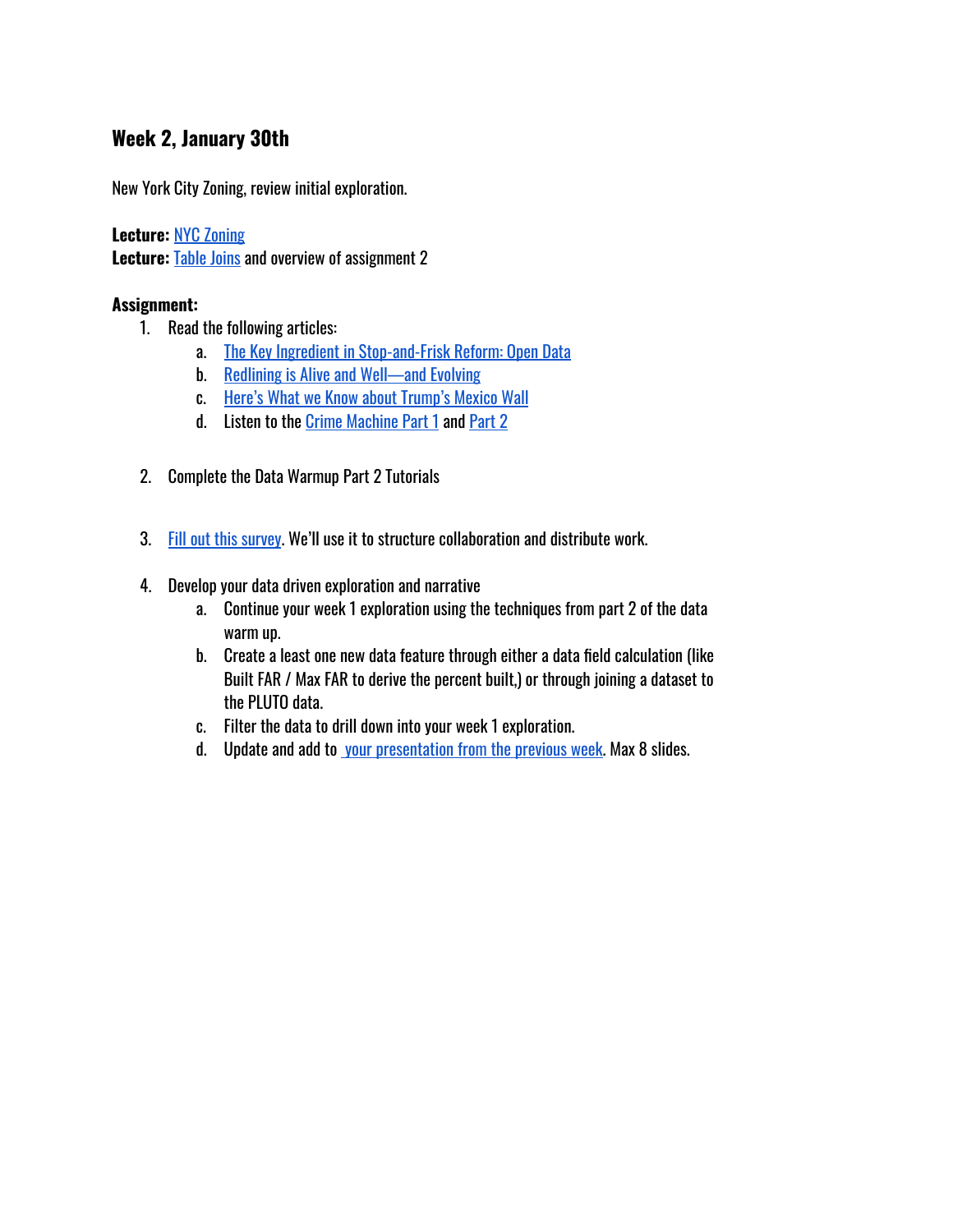## Week 2, January 30th

New York City Zoning, review initial exploration.

**Lecture:** NYC Zoning
**Lecture:** Table Joins and overview of assignment 2

**Assignment:**

1. Read the following articles:
   a. The Key Ingredient in Stop-and-Frisk Reform: Open Data
   b. Redlining is Alive and Well—and Evolving
   c. Here's What we Know about Trump's Mexico Wall
   d. Listen to the Crime Machine Part 1 and Part 2

2. Complete the Data Warmup Part 2 Tutorials

3. Fill out this survey. We'll use it to structure collaboration and distribute work.

4. Develop your data driven exploration and narrative
   a. Continue your week 1 exploration using the techniques from part 2 of the data warm up.
   b. Create a least one new data feature through either a data field calculation (like Built FAR / Max FAR to derive the percent built,) or through joining a dataset to the PLUTO data.
   c. Filter the data to drill down into your week 1 exploration.
   d. Update and add to your presentation from the previous week. Max 8 slides.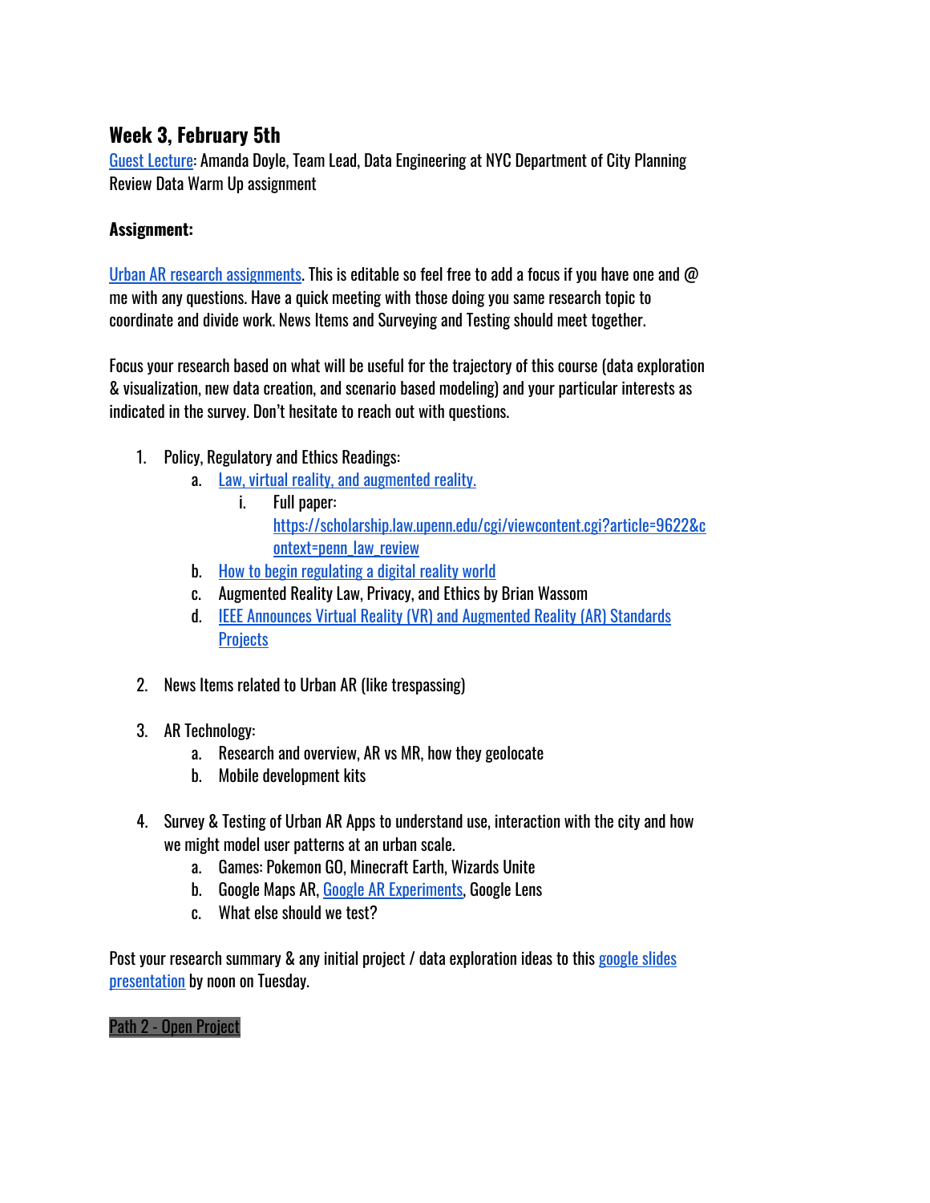## Week 3, February 5th

Guest Lecture: Amanda Doyle, Team Lead, Data Engineering at NYC Department of City Planning
Review Data Warm Up assignment

**Assignment:**

Urban AR research assignments. This is editable so feel free to add a focus if you have one and @ me with any questions. Have a quick meeting with those doing you same research topic to coordinate and divide work. News Items and Surveying and Testing should meet together.

Focus your research based on what will be useful for the trajectory of this course (data exploration & visualization, new data creation, and scenario based modeling) and your particular interests as indicated in the survey. Don't hesitate to reach out with questions.

1. Policy, Regulatory and Ethics Readings:
    a. Law, virtual reality, and augmented reality.
        i. Full paper: https://scholarship.law.upenn.edu/cgi/viewcontent.cgi?article=9622&context=penn_law_review
    b. How to begin regulating a digital reality world
    c. Augmented Reality Law, Privacy, and Ethics by Brian Wassom
    d. IEEE Announces Virtual Reality (VR) and Augmented Reality (AR) Standards Projects

2. News Items related to Urban AR (like trespassing)

3. AR Technology:
    a. Research and overview, AR vs MR, how they geolocate
    b. Mobile development kits

4. Survey & Testing of Urban AR Apps to understand use, interaction with the city and how we might model user patterns at an urban scale.
    a. Games: Pokemon GO, Minecraft Earth, Wizards Unite
    b. Google Maps AR, Google AR Experiments, Google Lens
    c. What else should we test?

Post your research summary & any initial project / data exploration ideas to this google slides presentation by noon on Tuesday.

Path 2 - Open Project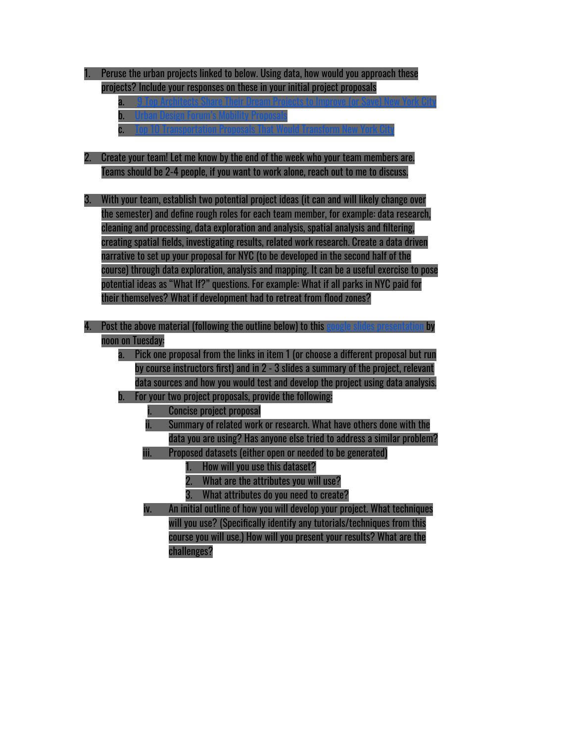1. Peruse the urban projects linked to below. Using data, how would you approach these projects? Include your responses on these in your initial project proposals
    a. [9 Top Architects Share Their Dream Projects to Improve (or Save) New York City]()
    b. [Urban Design Forum's Mobility Proposals]()
    c. [Top 10 Transportation Proposals That Would Transform New York City]()

2. Create your team! Let me know by the end of the week who your team members are. Teams should be 2-4 people, if you want to work alone, reach out to me to discuss.

3. With your team, establish two potential project ideas (it can and will likely change over the semester) and define rough roles for each team member, for example: data research, cleaning and processing, data exploration and analysis, spatial analysis and filtering, creating spatial fields, investigating results, related work research. Create a data driven narrative to set up your proposal for NYC (to be developed in the second half of the course) through data exploration, analysis and mapping. It can be a useful exercise to pose potential ideas as "What If?" questions. For example: What if all parks in NYC paid for their themselves? What if development had to retreat from flood zones?

4. Post the above material (following the outline below) to this [google slides presentation]() by noon on Tuesday:
    a. Pick one proposal from the links in item 1 (or choose a different proposal but run by course instructors first) and in 2 - 3 slides a summary of the project, relevant data sources and how you would test and develop the project using data analysis.
    b. For your two project proposals, provide the following:
        i. Concise project proposal
        ii. Summary of related work or research. What have others done with the data you are using? Has anyone else tried to address a similar problem?
        iii. Proposed datasets (either open or needed to be generated)
            1. How will you use this dataset?
            2. What are the attributes you will use?
            3. What attributes do you need to create?
        iv. An initial outline of how you will develop your project. What techniques will you use? (Specifically identify any tutorials/techniques from this course you will use.) How will you present your results? What are the challenges?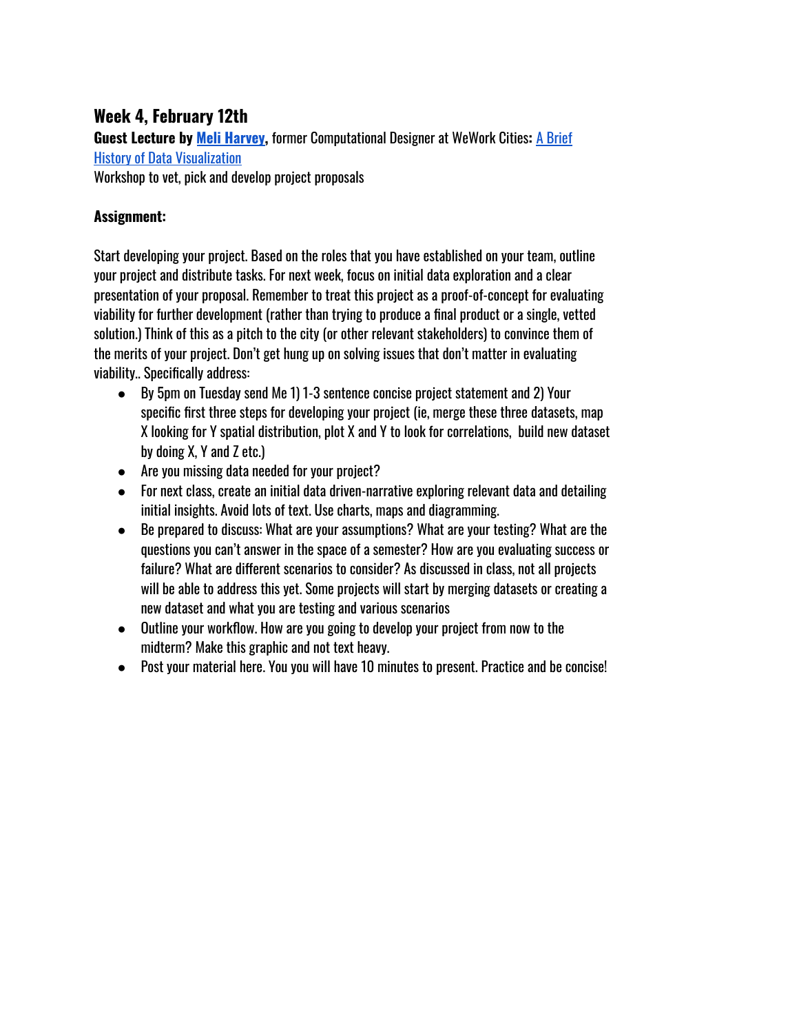## Week 4, February 12th

**Guest Lecture by Meli Harvey,** former Computational Designer at WeWork Cities**:** A Brief History of Data Visualization

Workshop to vet, pick and develop project proposals

**Assignment:**

Start developing your project. Based on the roles that you have established on your team, outline your project and distribute tasks. For next week, focus on initial data exploration and a clear presentation of your proposal. Remember to treat this project as a proof-of-concept for evaluating viability for further development (rather than trying to produce a final product or a single, vetted solution.) Think of this as a pitch to the city (or other relevant stakeholders) to convince them of the merits of your project. Don't get hung up on solving issues that don't matter in evaluating viability.. Specifically address:

- By 5pm on Tuesday send Me 1) 1-3 sentence concise project statement and 2) Your specific first three steps for developing your project (ie, merge these three datasets, map X looking for Y spatial distribution, plot X and Y to look for correlations, build new dataset by doing X, Y and Z etc.)
- Are you missing data needed for your project?
- For next class, create an initial data driven-narrative exploring relevant data and detailing initial insights. Avoid lots of text. Use charts, maps and diagramming.
- Be prepared to discuss: What are your assumptions? What are your testing? What are the questions you can't answer in the space of a semester? How are you evaluating success or failure? What are different scenarios to consider? As discussed in class, not all projects will be able to address this yet. Some projects will start by merging datasets or creating a new dataset and what you are testing and various scenarios
- Outline your workflow. How are you going to develop your project from now to the midterm? Make this graphic and not text heavy.
- Post your material here. You you will have 10 minutes to present. Practice and be concise!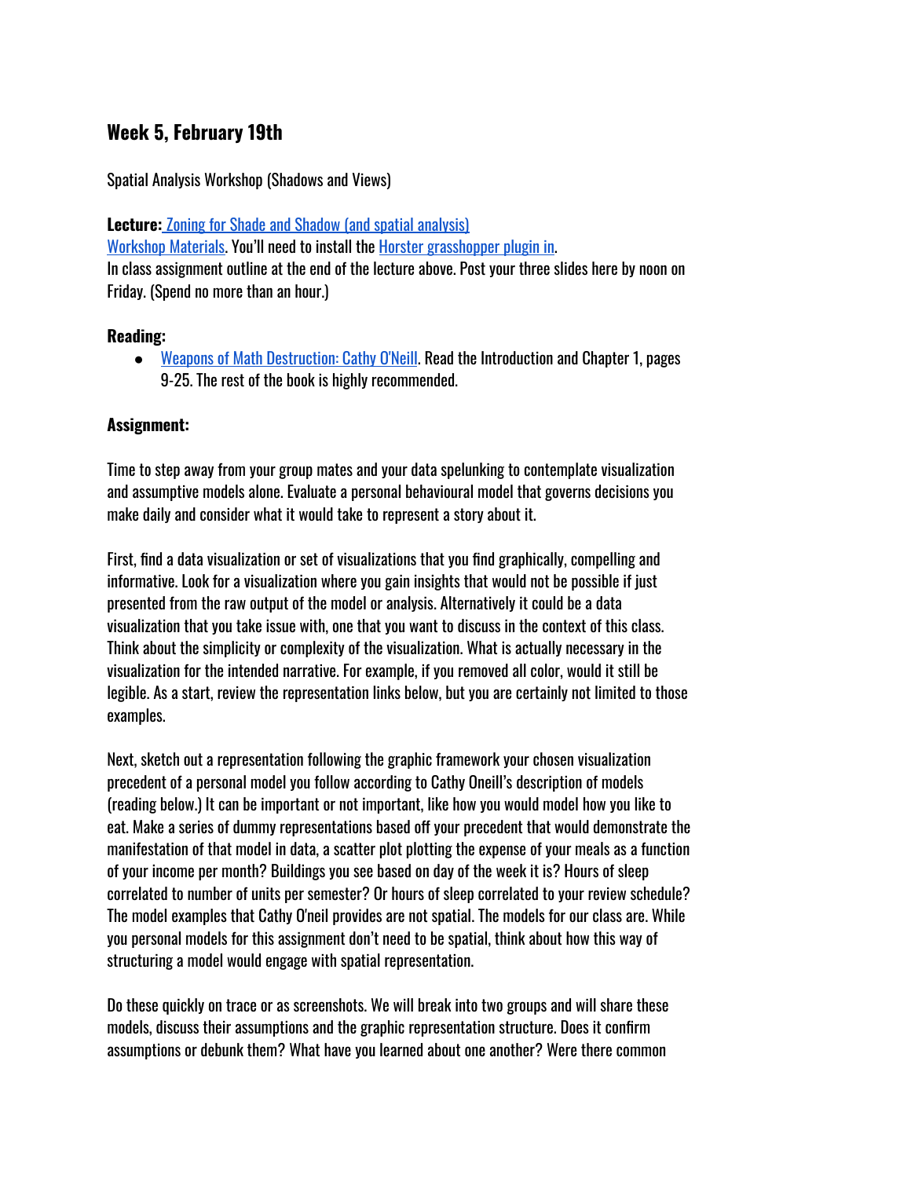## Week 5, February 19th

Spatial Analysis Workshop (Shadows and Views)

**Lecture:** Zoning for Shade and Shadow (and spatial analysis)
Workshop Materials. You'll need to install the Horster grasshopper plugin in.
In class assignment outline at the end of the lecture above. Post your three slides here by noon on Friday. (Spend no more than an hour.)

**Reading:**

- Weapons of Math Destruction: Cathy O'Neill. Read the Introduction and Chapter 1, pages 9-25. The rest of the book is highly recommended.

**Assignment:**

Time to step away from your group mates and your data spelunking to contemplate visualization and assumptive models alone. Evaluate a personal behavioural model that governs decisions you make daily and consider what it would take to represent a story about it.

First, find a data visualization or set of visualizations that you find graphically, compelling and informative. Look for a visualization where you gain insights that would not be possible if just presented from the raw output of the model or analysis. Alternatively it could be a data visualization that you take issue with, one that you want to discuss in the context of this class. Think about the simplicity or complexity of the visualization. What is actually necessary in the visualization for the intended narrative. For example, if you removed all color, would it still be legible. As a start, review the representation links below, but you are certainly not limited to those examples.

Next, sketch out a representation following the graphic framework your chosen visualization precedent of a personal model you follow according to Cathy Oneill's description of models (reading below.) It can be important or not important, like how you would model how you like to eat. Make a series of dummy representations based off your precedent that would demonstrate the manifestation of that model in data, a scatter plot plotting the expense of your meals as a function of your income per month? Buildings you see based on day of the week it is? Hours of sleep correlated to number of units per semester? Or hours of sleep correlated to your review schedule? The model examples that Cathy O'neil provides are not spatial. The models for our class are. While you personal models for this assignment don't need to be spatial, think about how this way of structuring a model would engage with spatial representation.

Do these quickly on trace or as screenshots. We will break into two groups and will share these models, discuss their assumptions and the graphic representation structure. Does it confirm assumptions or debunk them? What have you learned about one another? Were there common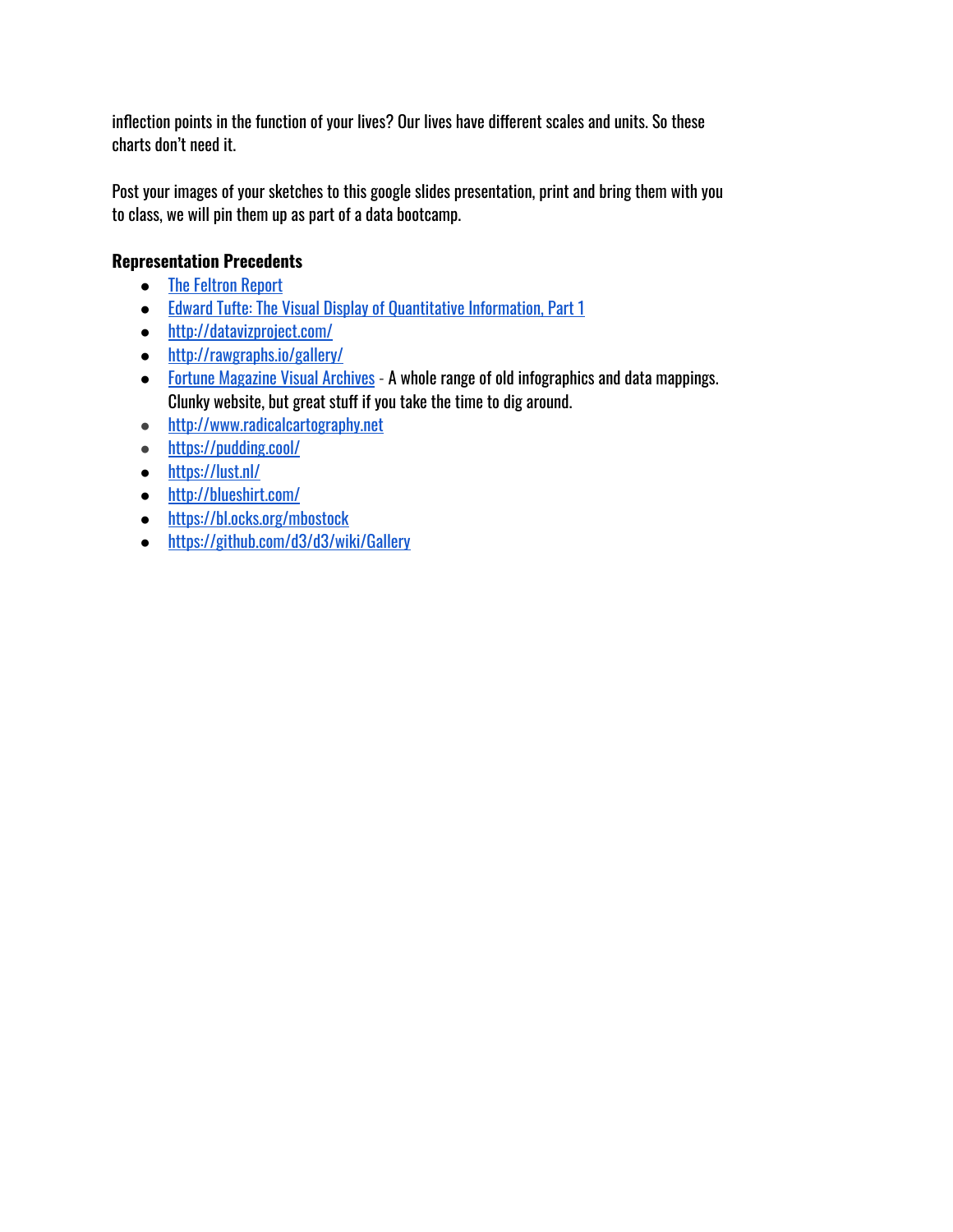inflection points in the function of your lives? Our lives have different scales and units. So these charts don't need it.

Post your images of your sketches to this google slides presentation, print and bring them with you to class, we will pin them up as part of a data bootcamp.

**Representation Precedents**

- The Feltron Report
- Edward Tufte: The Visual Display of Quantitative Information, Part 1
- http://datavizproject.com/
- http://rawgraphs.io/gallery/
- Fortune Magazine Visual Archives - A whole range of old infographics and data mappings. Clunky website, but great stuff if you take the time to dig around.
- http://www.radicalcartography.net
- https://pudding.cool/
- https://lust.nl/
- http://blueshirt.com/
- https://bl.ocks.org/mbostock
- https://github.com/d3/d3/wiki/Gallery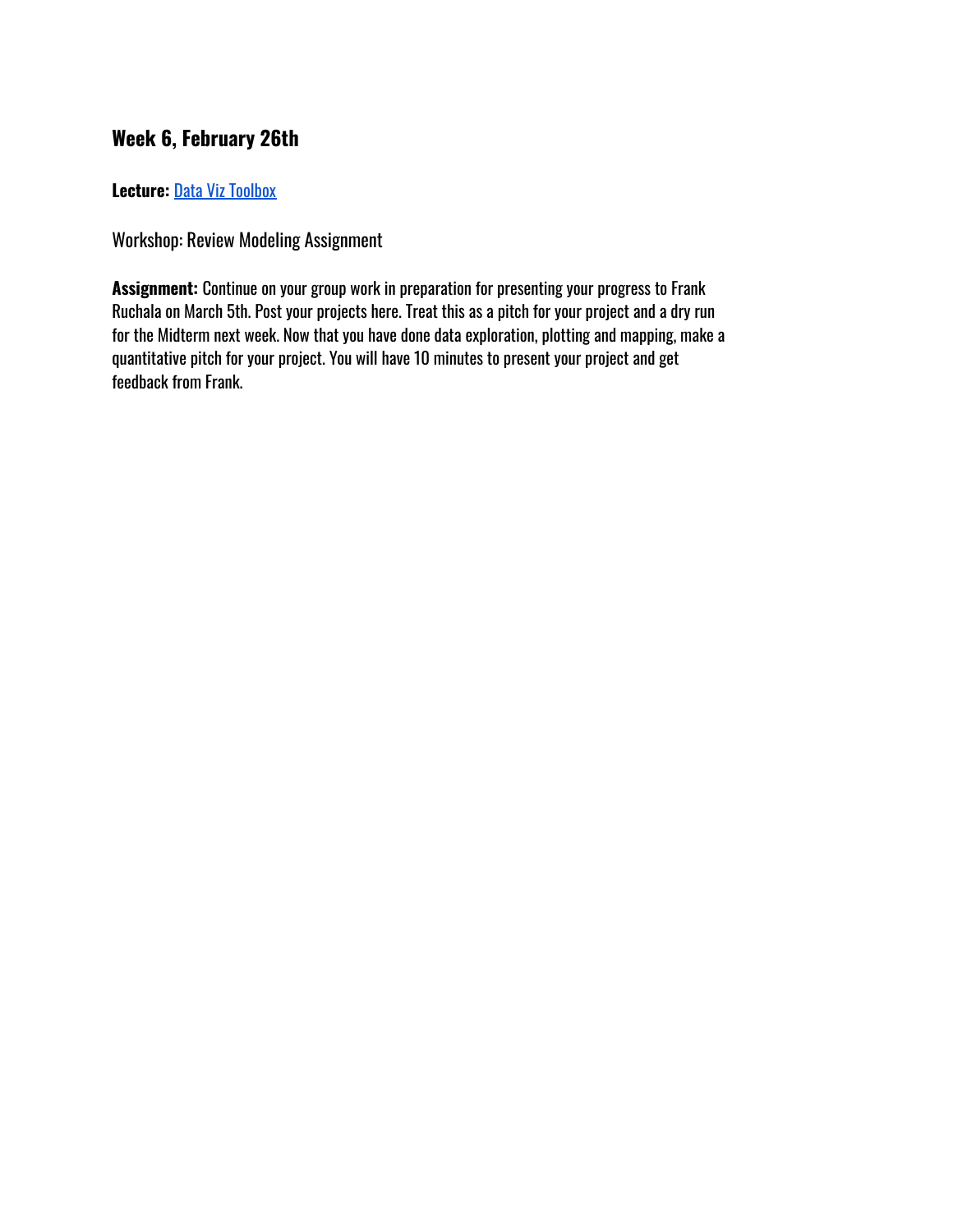### Week 6, February 26th

**Lecture:** [Data Viz Toolbox]()

Workshop: Review Modeling Assignment

**Assignment:** Continue on your group work in preparation for presenting your progress to Frank Ruchala on March 5th. Post your projects here. Treat this as a pitch for your project and a dry run for the Midterm next week. Now that you have done data exploration, plotting and mapping, make a quantitative pitch for your project. You will have 10 minutes to present your project and get feedback from Frank.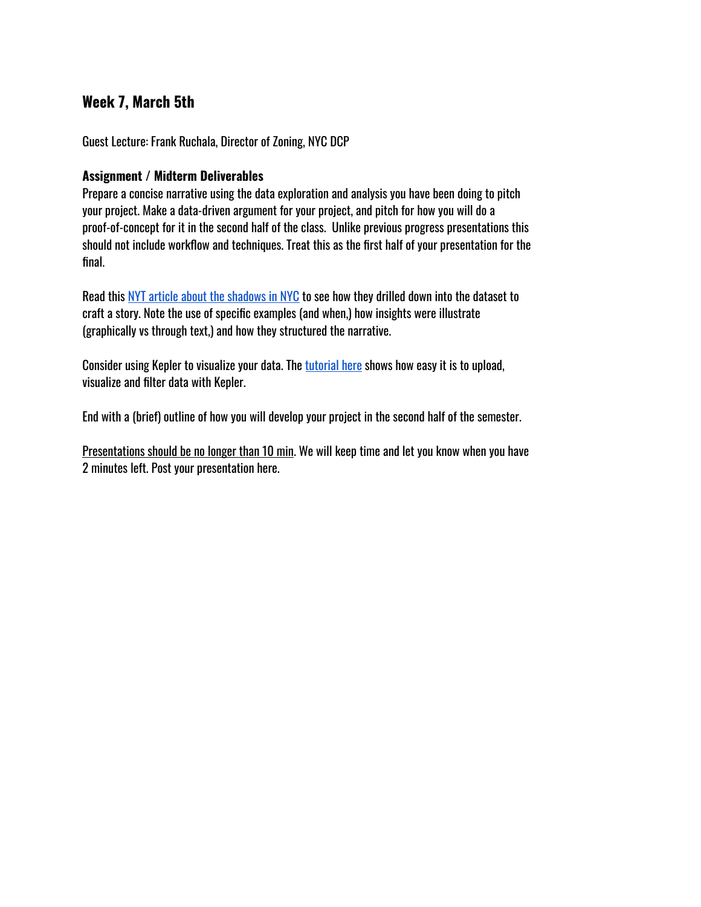## Week 7, March 5th

Guest Lecture: Frank Ruchala, Director of Zoning, NYC DCP

**Assignment / Midterm Deliverables**

Prepare a concise narrative using the data exploration and analysis you have been doing to pitch your project. Make a data-driven argument for your project, and pitch for how you will do a proof-of-concept for it in the second half of the class. Unlike previous progress presentations this should not include workflow and techniques. Treat this as the first half of your presentation for the final.

Read this NYT article about the shadows in NYC to see how they drilled down into the dataset to craft a story. Note the use of specific examples (and when,) how insights were illustrate (graphically vs through text,) and how they structured the narrative.

Consider using Kepler to visualize your data. The tutorial here shows how easy it is to upload, visualize and filter data with Kepler.

End with a (brief) outline of how you will develop your project in the second half of the semester.

Presentations should be no longer than 10 min. We will keep time and let you know when you have 2 minutes left. Post your presentation here.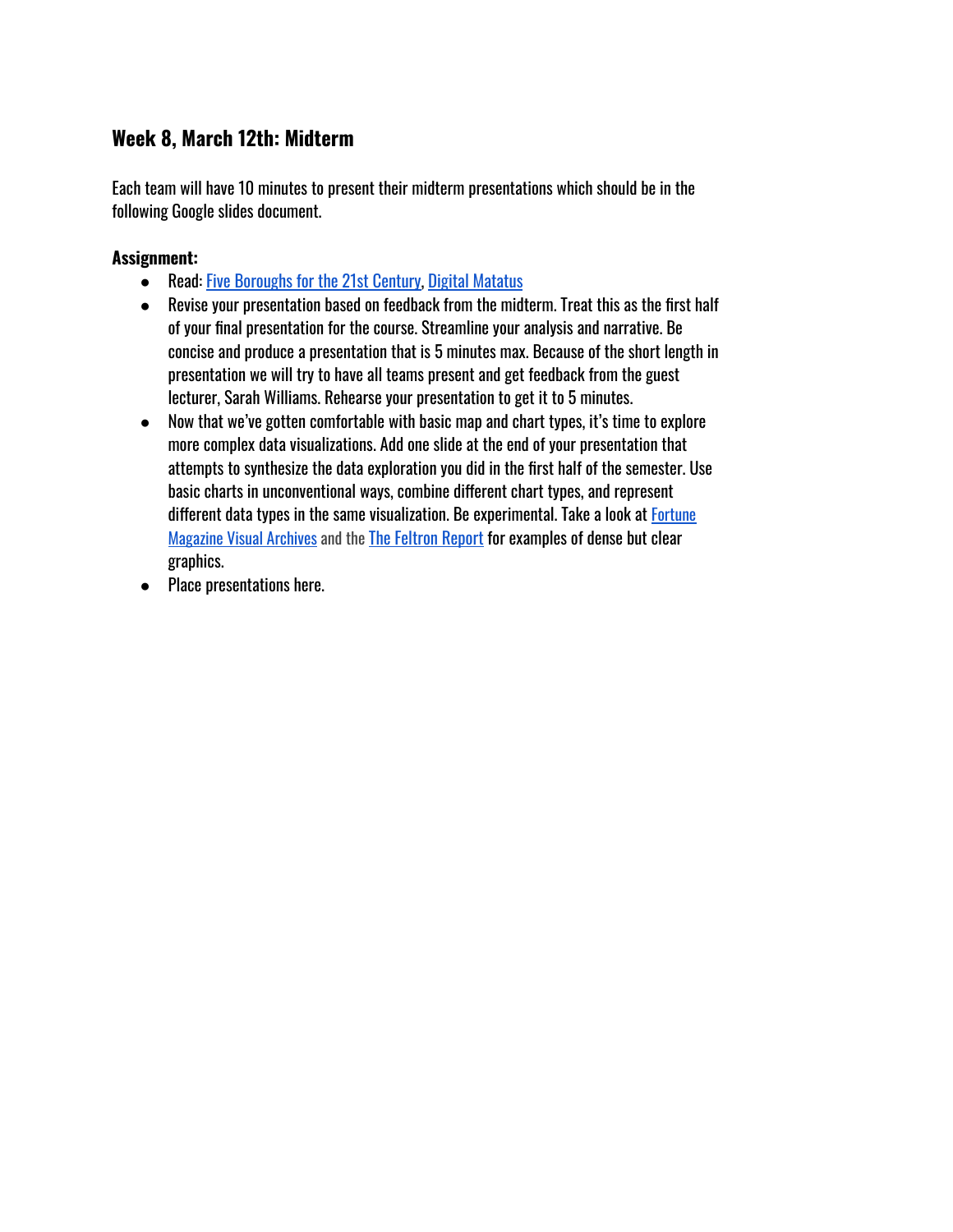### Week 8, March 12th: Midterm

Each team will have 10 minutes to present their midterm presentations which should be in the following Google slides document.

**Assignment:**

- Read: Five Boroughs for the 21st Century, Digital Matatus
- Revise your presentation based on feedback from the midterm. Treat this as the first half of your final presentation for the course. Streamline your analysis and narrative. Be concise and produce a presentation that is 5 minutes max. Because of the short length in presentation we will try to have all teams present and get feedback from the guest lecturer, Sarah Williams. Rehearse your presentation to get it to 5 minutes.
- Now that we've gotten comfortable with basic map and chart types, it's time to explore more complex data visualizations. Add one slide at the end of your presentation that attempts to synthesize the data exploration you did in the first half of the semester. Use basic charts in unconventional ways, combine different chart types, and represent different data types in the same visualization. Be experimental. Take a look at Fortune Magazine Visual Archives and the The Feltron Report for examples of dense but clear graphics.
- Place presentations here.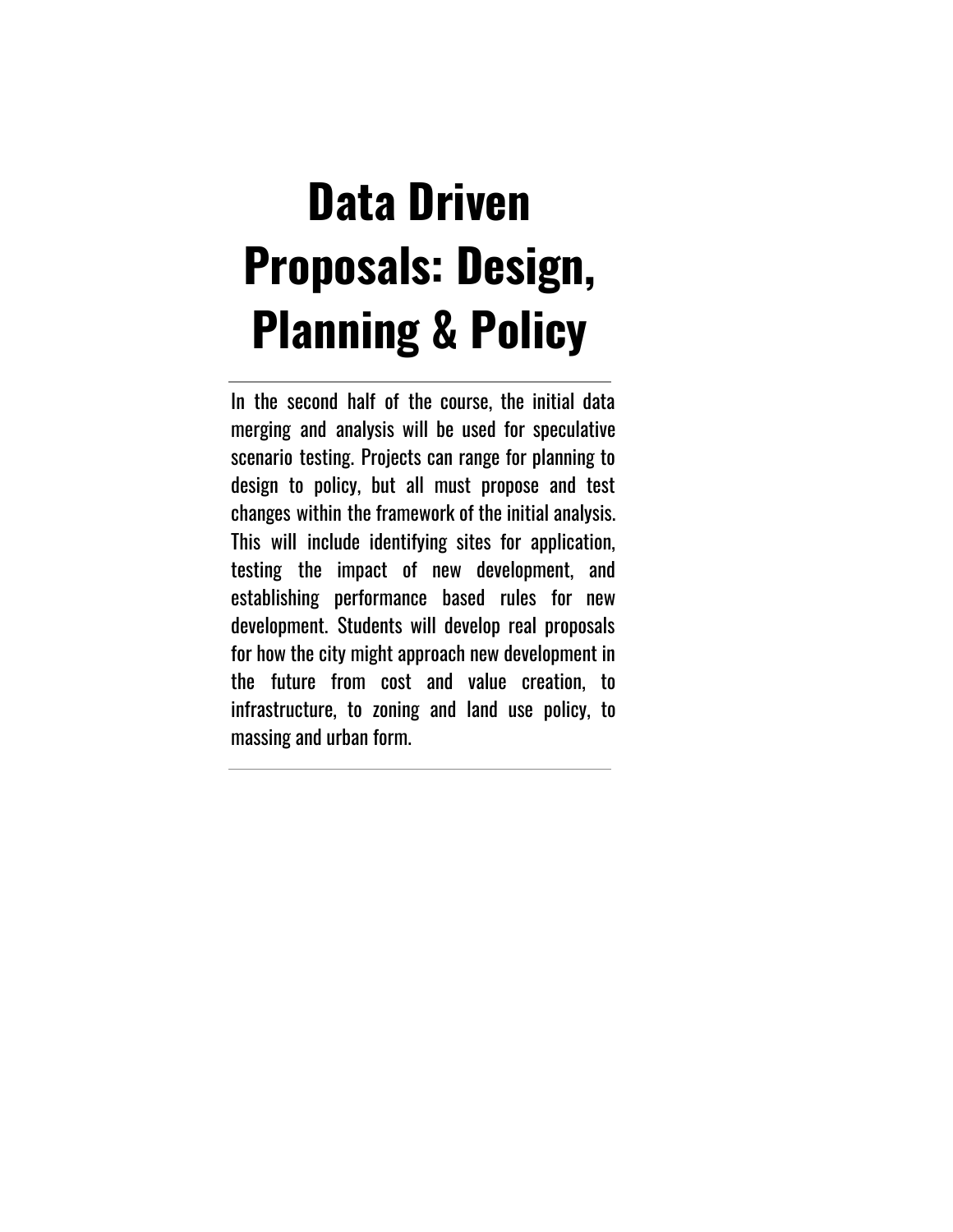# Data Driven Proposals: Design, Planning & Policy

---

In the second half of the course, the initial data merging and analysis will be used for speculative scenario testing. Projects can range for planning to design to policy, but all must propose and test changes within the framework of the initial analysis. This will include identifying sites for application, testing the impact of new development, and establishing performance based rules for new development. Students will develop real proposals for how the city might approach new development in the future from cost and value creation, to infrastructure, to zoning and land use policy, to massing and urban form.

---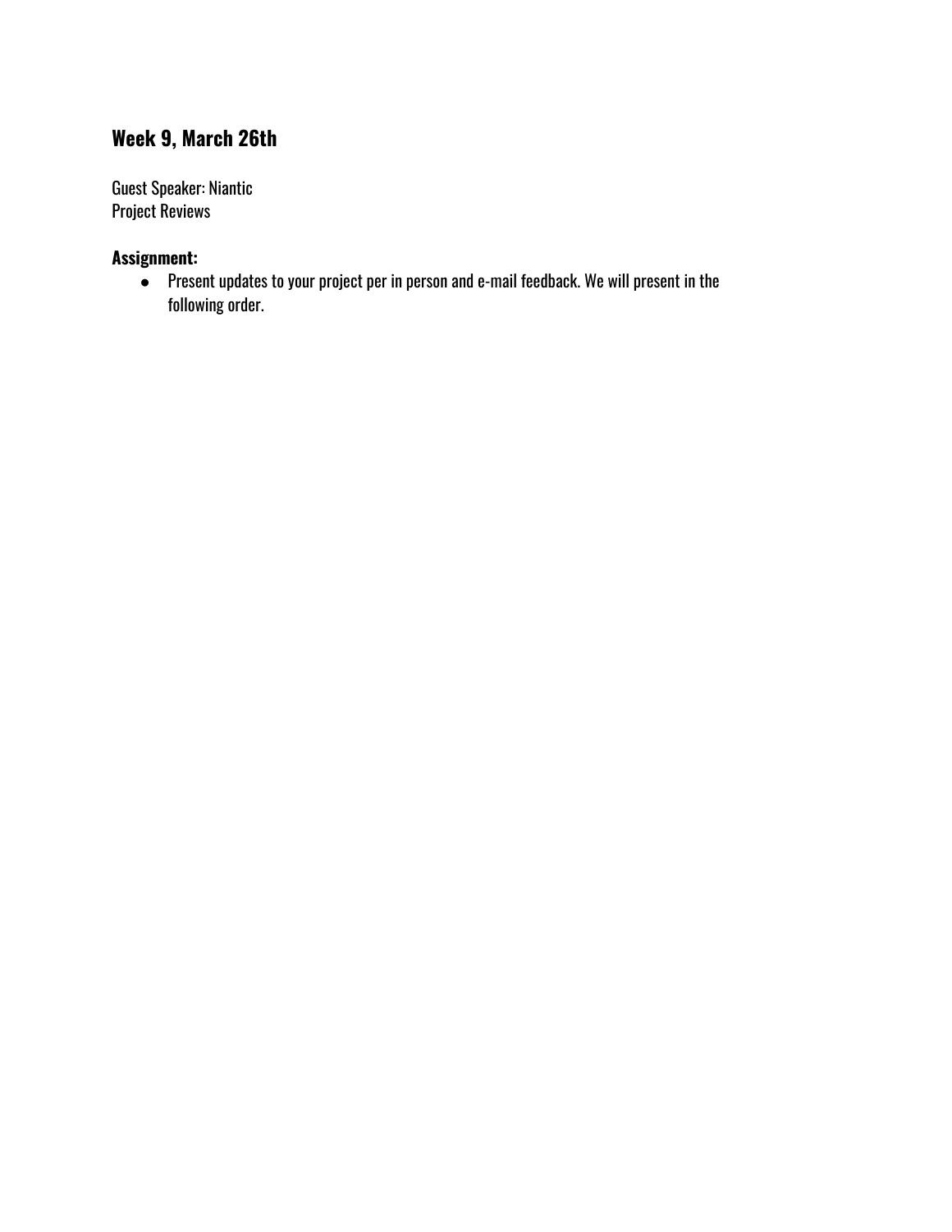## Week 9, March 26th

Guest Speaker: Niantic
Project Reviews

**Assignment:**

- Present updates to your project per in person and e-mail feedback. We will present in the following order.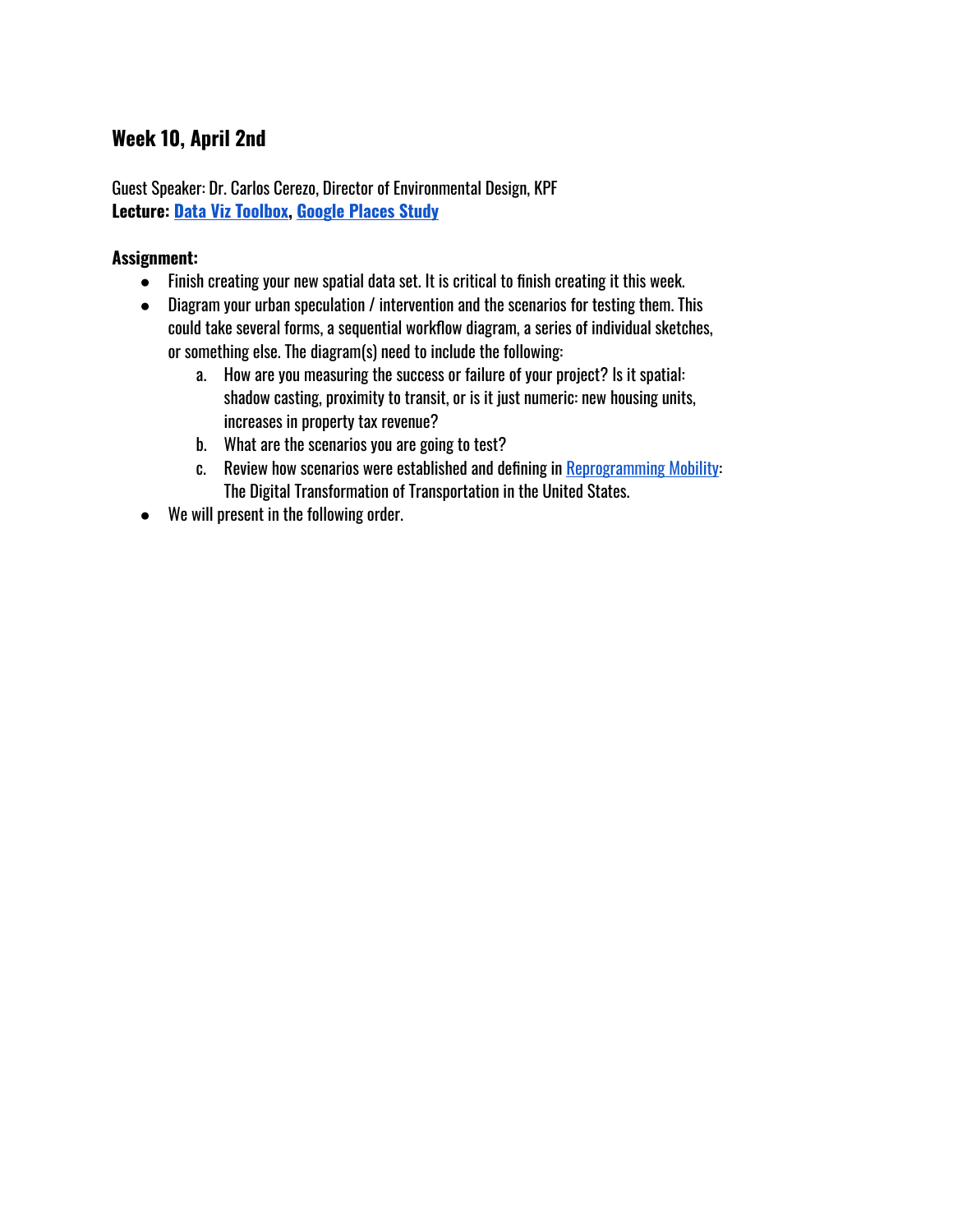### Week 10, April 2nd

Guest Speaker: Dr. Carlos Cerezo, Director of Environmental Design, KPF
**Lecture: Data Viz Toolbox, Google Places Study**

**Assignment:**

- Finish creating your new spatial data set. It is critical to finish creating it this week.
- Diagram your urban speculation / intervention and the scenarios for testing them. This could take several forms, a sequential workflow diagram, a series of individual sketches, or something else. The diagram(s) need to include the following:
    a. How are you measuring the success or failure of your project? Is it spatial: shadow casting, proximity to transit, or is it just numeric: new housing units, increases in property tax revenue?
    b. What are the scenarios you are going to test?
    c. Review how scenarios were established and defining in Reprogramming Mobility: The Digital Transformation of Transportation in the United States.
- We will present in the following order.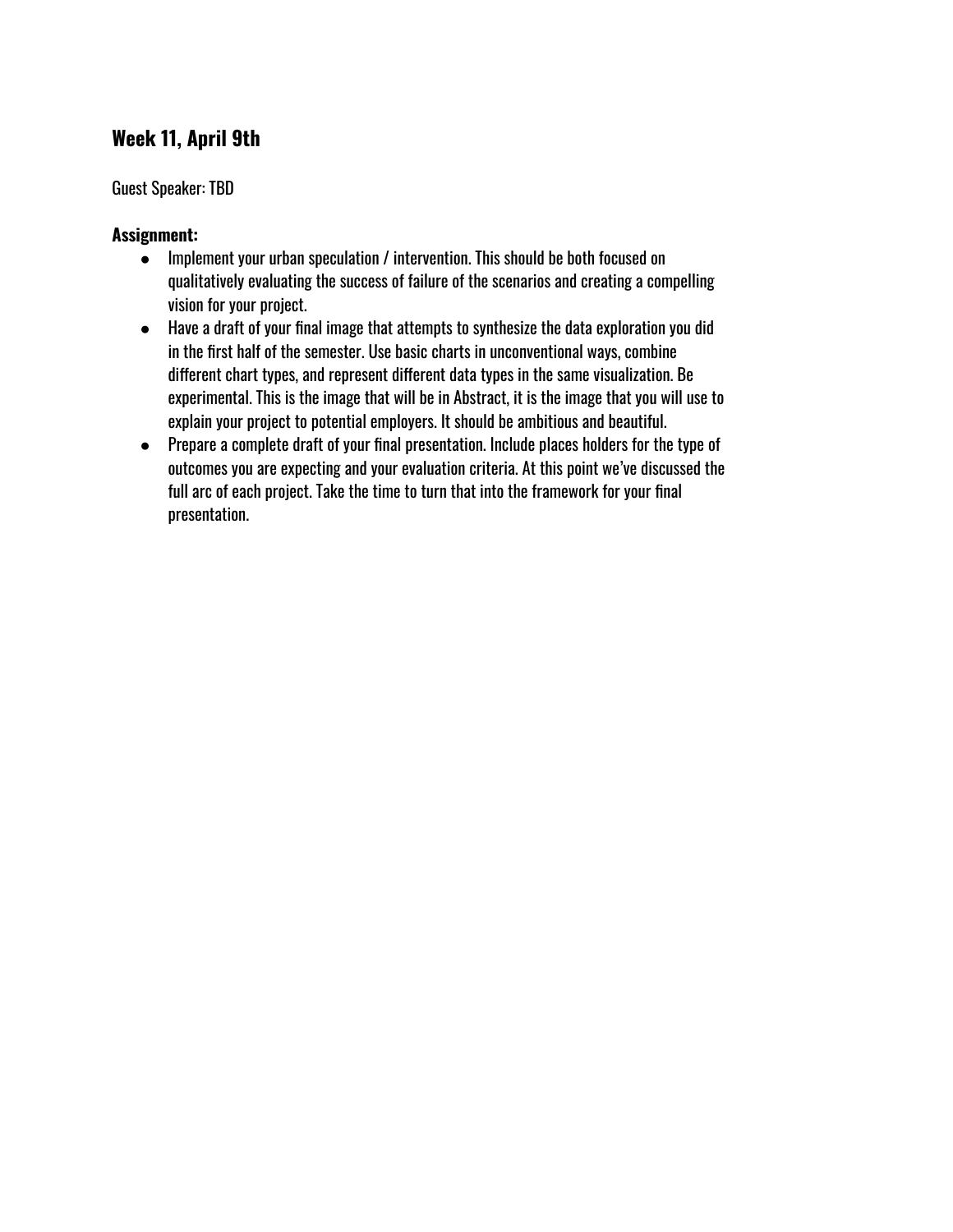### Week 11, April 9th

Guest Speaker: TBD

**Assignment:**

- Implement your urban speculation / intervention. This should be both focused on qualitatively evaluating the success of failure of the scenarios and creating a compelling vision for your project.
- Have a draft of your final image that attempts to synthesize the data exploration you did in the first half of the semester. Use basic charts in unconventional ways, combine different chart types, and represent different data types in the same visualization. Be experimental. This is the image that will be in Abstract, it is the image that you will use to explain your project to potential employers. It should be ambitious and beautiful.
- Prepare a complete draft of your final presentation. Include places holders for the type of outcomes you are expecting and your evaluation criteria. At this point we've discussed the full arc of each project. Take the time to turn that into the framework for your final presentation.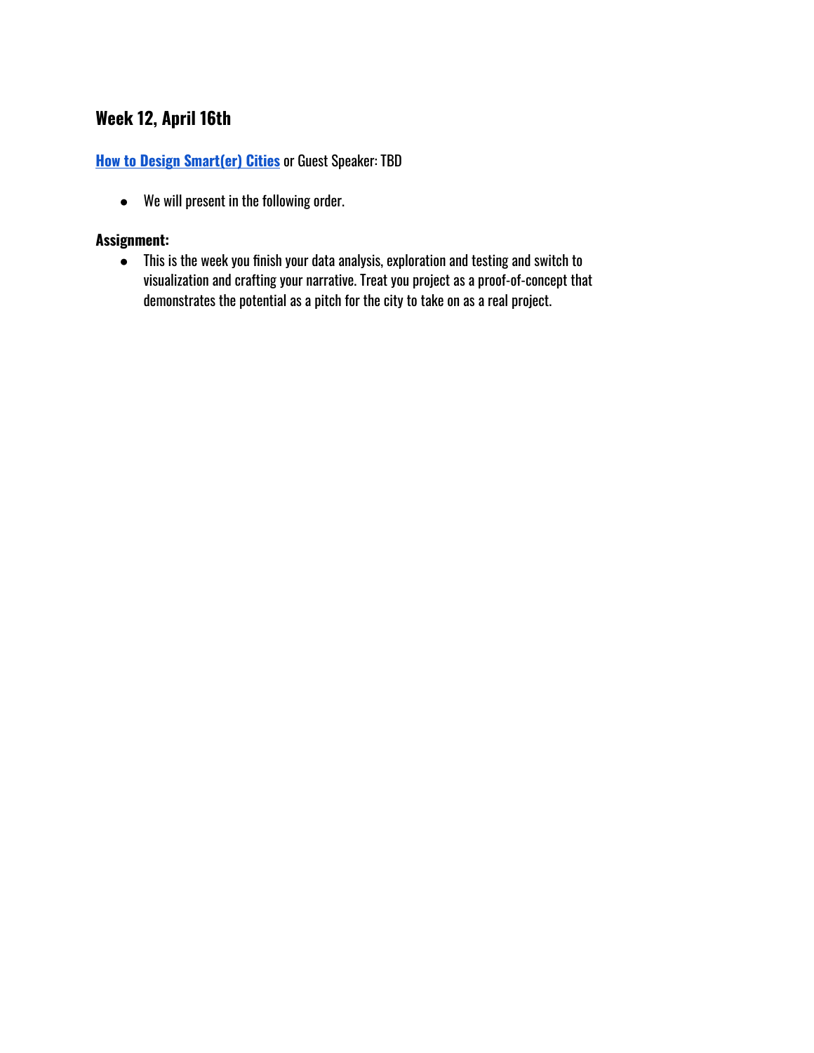### Week 12, April 16th

**How to Design Smart(er) Cities** or Guest Speaker: TBD

- We will present in the following order.

**Assignment:**

- This is the week you finish your data analysis, exploration and testing and switch to visualization and crafting your narrative. Treat you project as a proof-of-concept that demonstrates the potential as a pitch for the city to take on as a real project.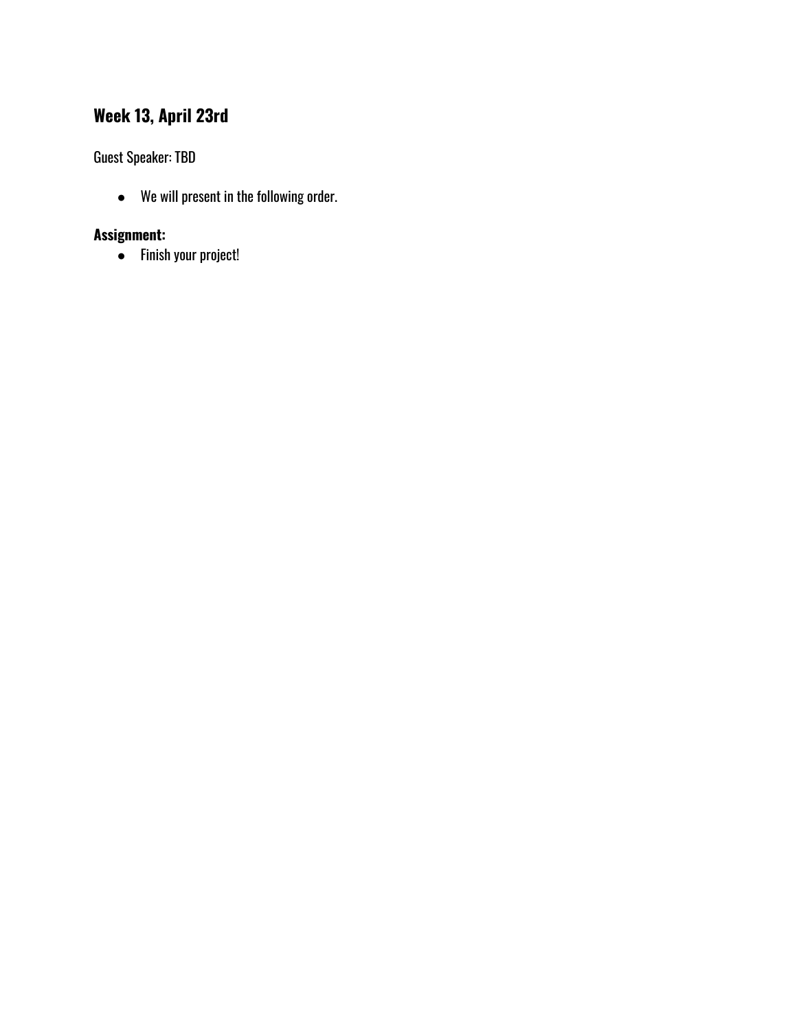### Week 13, April 23rd

Guest Speaker: TBD

- We will present in the following order.

**Assignment:**

- Finish your project!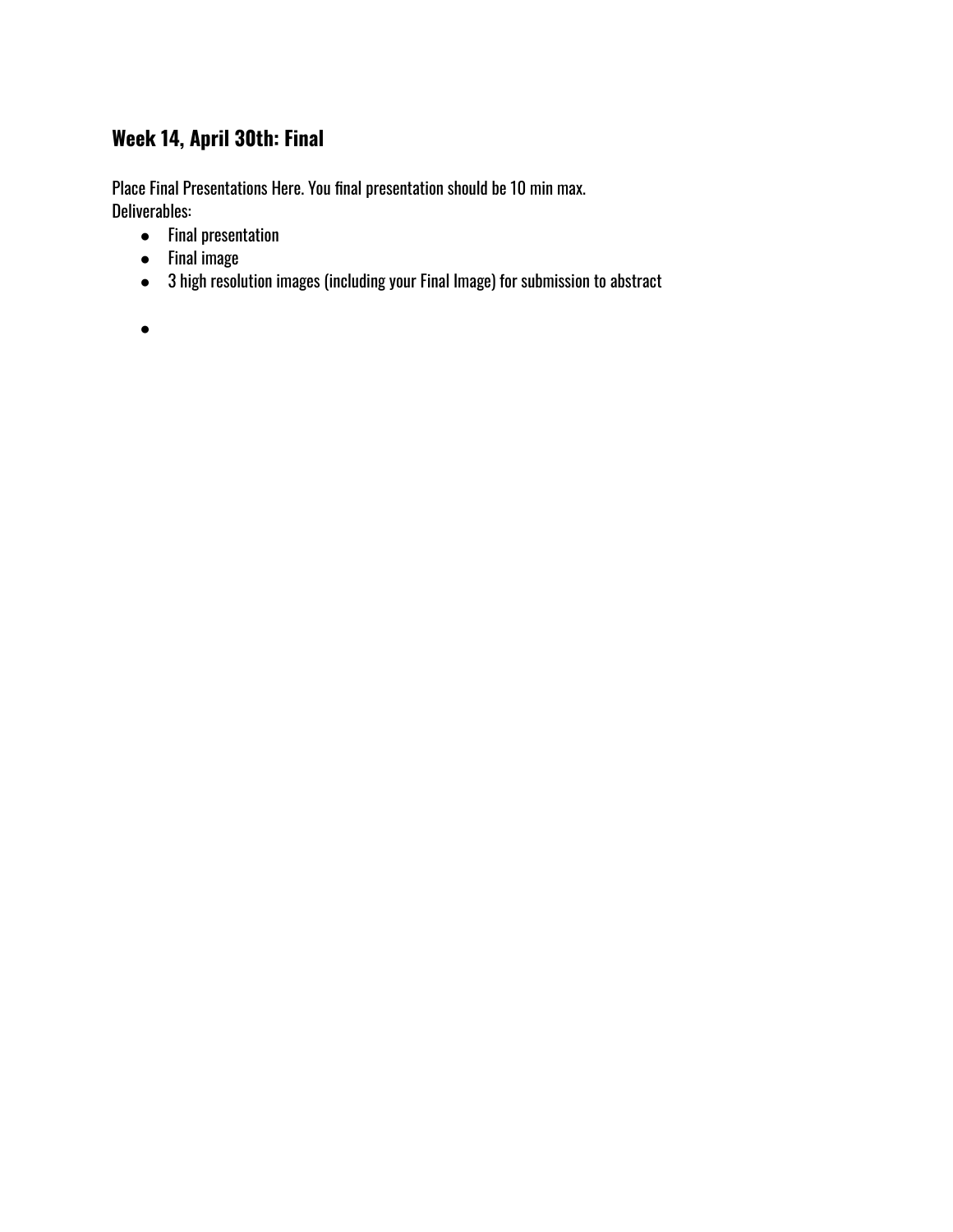### Week 14, April 30th: Final

Place Final Presentations Here. You final presentation should be 10 min max.
Deliverables:

- Final presentation
- Final image
- 3 high resolution images (including your Final Image) for submission to abstract